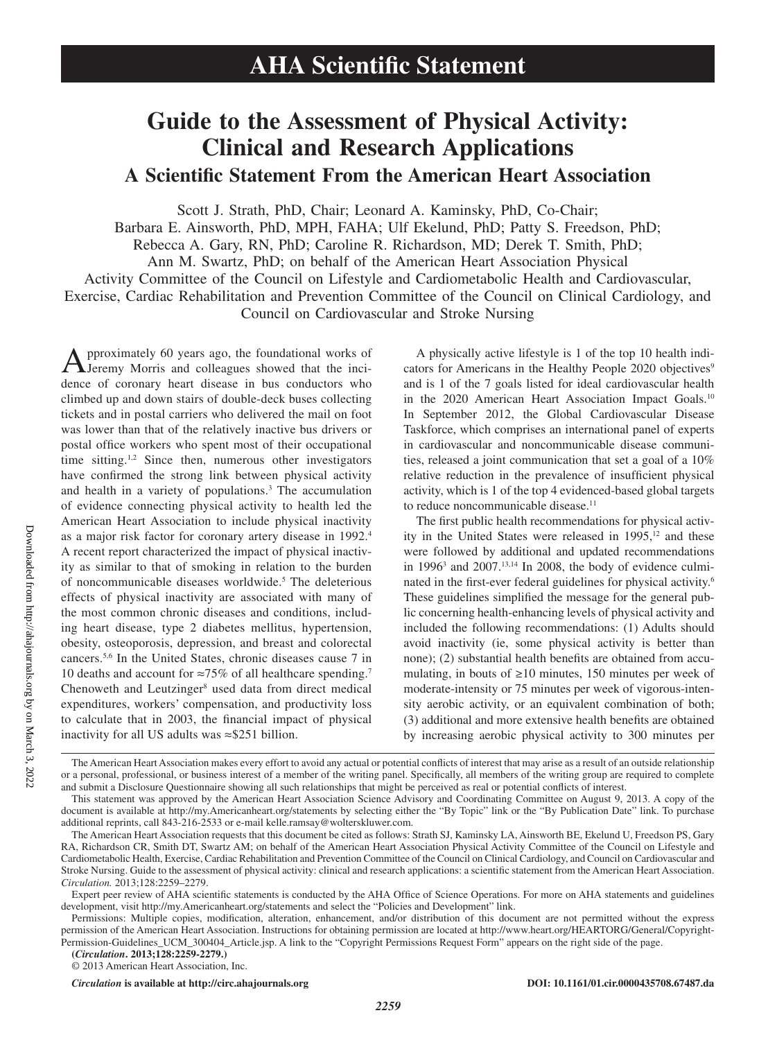# AHA Scientific Statement

# Guide to the Assessment of Physical Activity: Clinical and Research Applications

## A Scientific Statement From the American Heart Association

Scott J. Strath, PhD, Chair; Leonard A. Kaminsky, PhD, Co-Chair; Barbara E. Ainsworth, PhD, MPH, FAHA; Ulf Ekelund, PhD; Patty S. Freedson, PhD; Rebecca A. Gary, RN, PhD; Caroline R. Richardson, MD; Derek T. Smith, PhD; Ann M. Swartz, PhD; on behalf of the American Heart Association Physical Activity Committee of the Council on Lifestyle and Cardiometabolic Health and Cardiovascular, Exercise, Cardiac Rehabilitation and Prevention Committee of the Council on Clinical Cardiology, and Council on Cardiovascular and Stroke Nursing

Approximately 60 years ago, the foundational works of Jeremy Morris and colleagues showed that the incidence of coronary heart disease in bus conductors who climbed up and down stairs of double-deck buses collecting tickets and in postal carriers who delivered the mail on foot was lower than that of the relatively inactive bus drivers or postal office workers who spent most of their occupational time sitting.[1,2] Since then, numerous other investigators have confirmed the strong link between physical activity and health in a variety of populations.[3] The accumulation of evidence connecting physical activity to health led the American Heart Association to include physical inactivity as a major risk factor for coronary artery disease in 1992.[4] A recent report characterized the impact of physical inactivity as similar to that of smoking in relation to the burden of noncommunicable diseases worldwide.[5] The deleterious effects of physical inactivity are associated with many of the most common chronic diseases and conditions, including heart disease, type 2 diabetes mellitus, hypertension, obesity, osteoporosis, depression, and breast and colorectal cancers.[5,6] In the United States, chronic diseases cause 7 in 10 deaths and account for ≈75% of all healthcare spending.[7] Chenoweth and Leutzinger[8] used data from direct medical expenditures, workers' compensation, and productivity loss to calculate that in 2003, the financial impact of physical inactivity for all US adults was ≈$251 billion.

A physically active lifestyle is 1 of the top 10 health indicators for Americans in the Healthy People 2020 objectives[9] and is 1 of the 7 goals listed for ideal cardiovascular health in the 2020 American Heart Association Impact Goals.[10] In September 2012, the Global Cardiovascular Disease Taskforce, which comprises an international panel of experts in cardiovascular and noncommunicable disease communities, released a joint communication that set a goal of a 10% relative reduction in the prevalence of insufficient physical activity, which is 1 of the top 4 evidenced-based global targets to reduce noncommunicable disease.[11]

The first public health recommendations for physical activity in the United States were released in 1995,[12] and these were followed by additional and updated recommendations in 1996[3] and 2007.[13,14] In 2008, the body of evidence culminated in the first-ever federal guidelines for physical activity.[6] These guidelines simplified the message for the general public concerning health-enhancing levels of physical activity and included the following recommendations: (1) Adults should avoid inactivity (ie, some physical activity is better than none); (2) substantial health benefits are obtained from accumulating, in bouts of ≥10 minutes, 150 minutes per week of moderate-intensity or 75 minutes per week of vigorous-intensity aerobic activity, or an equivalent combination of both; (3) additional and more extensive health benefits are obtained by increasing aerobic physical activity to 300 minutes per

---

The American Heart Association makes every effort to avoid any actual or potential conflicts of interest that may arise as a result of an outside relationship or a personal, professional, or business interest of a member of the writing panel. Specifically, all members of the writing group are required to complete and submit a Disclosure Questionnaire showing all such relationships that might be perceived as real or potential conflicts of interest.

This statement was approved by the American Heart Association Science Advisory and Coordinating Committee on August 9, 2013. A copy of the document is available at http://my.Americanheart.org/statements by selecting either the "By Topic" link or the "By Publication Date" link. To purchase additional reprints, call 843-216-2533 or e-mail kelle.ramsay@wolterskluwer.com.

The American Heart Association requests that this document be cited as follows: Strath SJ, Kaminsky LA, Ainsworth BE, Ekelund U, Freedson PS, Gary RA, Richardson CR, Smith DT, Swartz AM; on behalf of the American Heart Association Physical Activity Committee of the Council on Lifestyle and Cardiometabolic Health, Exercise, Cardiac Rehabilitation and Prevention Committee of the Council on Clinical Cardiology, and Council on Cardiovascular and Stroke Nursing. Guide to the assessment of physical activity: clinical and research applications: a scientific statement from the American Heart Association. *Circulation.* 2013;128:2259–2279.

Expert peer review of AHA scientific statements is conducted by the AHA Office of Science Operations. For more on AHA statements and guidelines development, visit http://my.Americanheart.org/statements and select the "Policies and Development" link.

Permissions: Multiple copies, modification, alteration, enhancement, and/or distribution of this document are not permitted without the express permission of the American Heart Association. Instructions for obtaining permission are located at http://www.heart.org/HEARTORG/General/Copyright-Permission-Guidelines_UCM_300404_Article.jsp. A link to the "Copyright Permissions Request Form" appears on the right side of the page.

(*Circulation***. 2013;128:2259-2279.)**

© 2013 American Heart Association, Inc.

*Circulation* **is available at http://circ.ahajournals.org** **DOI: 10.1161/01.cir.0000435708.67487.da**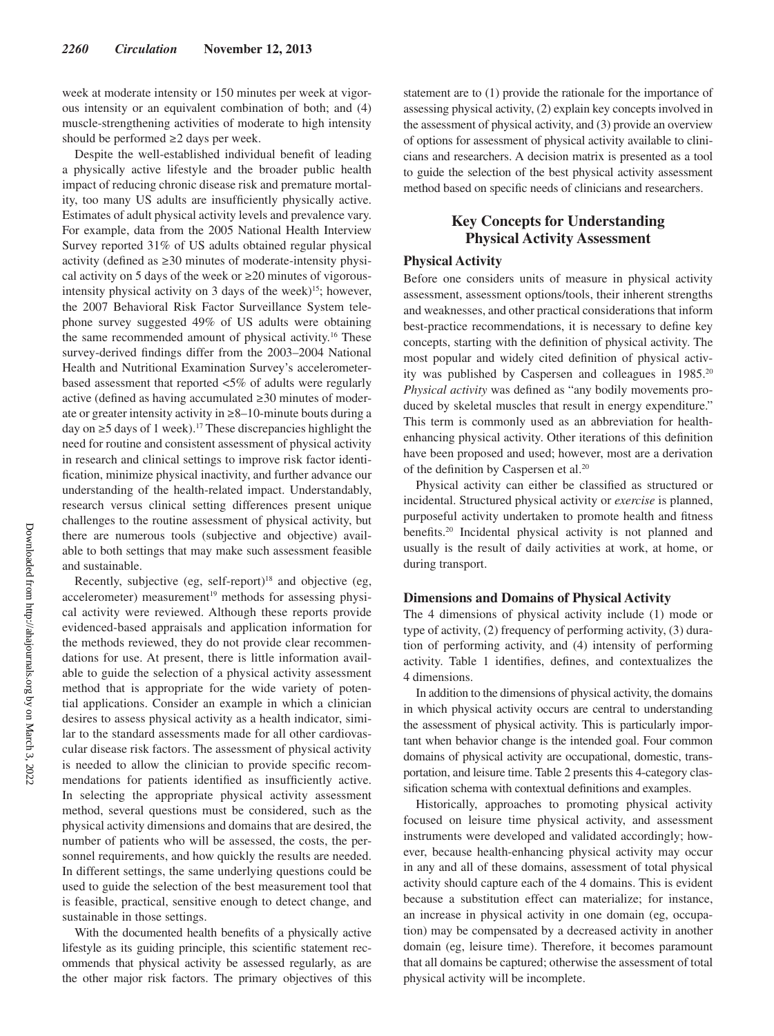week at moderate intensity or 150 minutes per week at vigorous intensity or an equivalent combination of both; and (4) muscle-strengthening activities of moderate to high intensity should be performed ≥2 days per week.

Despite the well-established individual benefit of leading a physically active lifestyle and the broader public health impact of reducing chronic disease risk and premature mortality, too many US adults are insufficiently physically active. Estimates of adult physical activity levels and prevalence vary. For example, data from the 2005 National Health Interview Survey reported 31% of US adults obtained regular physical activity (defined as ≥30 minutes of moderate-intensity physical activity on 5 days of the week or ≥20 minutes of vigorous-intensity physical activity on 3 days of the week)[15]; however, the 2007 Behavioral Risk Factor Surveillance System telephone survey suggested 49% of US adults were obtaining the same recommended amount of physical activity.[16] These survey-derived findings differ from the 2003–2004 National Health and Nutritional Examination Survey's accelerometer-based assessment that reported <5% of adults were regularly active (defined as having accumulated ≥30 minutes of moderate or greater intensity activity in ≥8–10-minute bouts during a day on ≥5 days of 1 week).[17] These discrepancies highlight the need for routine and consistent assessment of physical activity in research and clinical settings to improve risk factor identification, minimize physical inactivity, and further advance our understanding of the health-related impact. Understandably, research versus clinical setting differences present unique challenges to the routine assessment of physical activity, but there are numerous tools (subjective and objective) available to both settings that may make such assessment feasible and sustainable.

Recently, subjective (eg, self-report)[18] and objective (eg, accelerometer) measurement[19] methods for assessing physical activity were reviewed. Although these reports provide evidenced-based appraisals and application information for the methods reviewed, they do not provide clear recommendations for use. At present, there is little information available to guide the selection of a physical activity assessment method that is appropriate for the wide variety of potential applications. Consider an example in which a clinician desires to assess physical activity as a health indicator, similar to the standard assessments made for all other cardiovascular disease risk factors. The assessment of physical activity is needed to allow the clinician to provide specific recommendations for patients identified as insufficiently active. In selecting the appropriate physical activity assessment method, several questions must be considered, such as the physical activity dimensions and domains that are desired, the number of patients who will be assessed, the costs, the personnel requirements, and how quickly the results are needed. In different settings, the same underlying questions could be used to guide the selection of the best measurement tool that is feasible, practical, sensitive enough to detect change, and sustainable in those settings.

With the documented health benefits of a physically active lifestyle as its guiding principle, this scientific statement recommends that physical activity be assessed regularly, as are the other major risk factors. The primary objectives of this statement are to (1) provide the rationale for the importance of assessing physical activity, (2) explain key concepts involved in the assessment of physical activity, and (3) provide an overview of options for assessment of physical activity available to clinicians and researchers. A decision matrix is presented as a tool to guide the selection of the best physical activity assessment method based on specific needs of clinicians and researchers.

## Key Concepts for Understanding Physical Activity Assessment

### Physical Activity

Before one considers units of measure in physical activity assessment, assessment options/tools, their inherent strengths and weaknesses, and other practical considerations that inform best-practice recommendations, it is necessary to define key concepts, starting with the definition of physical activity. The most popular and widely cited definition of physical activity was published by Caspersen and colleagues in 1985.[20] *Physical activity* was defined as "any bodily movements produced by skeletal muscles that result in energy expenditure." This term is commonly used as an abbreviation for health-enhancing physical activity. Other iterations of this definition have been proposed and used; however, most are a derivation of the definition by Caspersen et al.[20]

Physical activity can either be classified as structured or incidental. Structured physical activity or *exercise* is planned, purposeful activity undertaken to promote health and fitness benefits.[20] Incidental physical activity is not planned and usually is the result of daily activities at work, at home, or during transport.

### Dimensions and Domains of Physical Activity

The 4 dimensions of physical activity include (1) mode or type of activity, (2) frequency of performing activity, (3) duration of performing activity, and (4) intensity of performing activity. Table 1 identifies, defines, and contextualizes the 4 dimensions.

In addition to the dimensions of physical activity, the domains in which physical activity occurs are central to understanding the assessment of physical activity. This is particularly important when behavior change is the intended goal. Four common domains of physical activity are occupational, domestic, transportation, and leisure time. Table 2 presents this 4-category classification schema with contextual definitions and examples.

Historically, approaches to promoting physical activity focused on leisure time physical activity, and assessment instruments were developed and validated accordingly; however, because health-enhancing physical activity may occur in any and all of these domains, assessment of total physical activity should capture each of the 4 domains. This is evident because a substitution effect can materialize; for instance, an increase in physical activity in one domain (eg, occupation) may be compensated by a decreased activity in another domain (eg, leisure time). Therefore, it becomes paramount that all domains be captured; otherwise the assessment of total physical activity will be incomplete.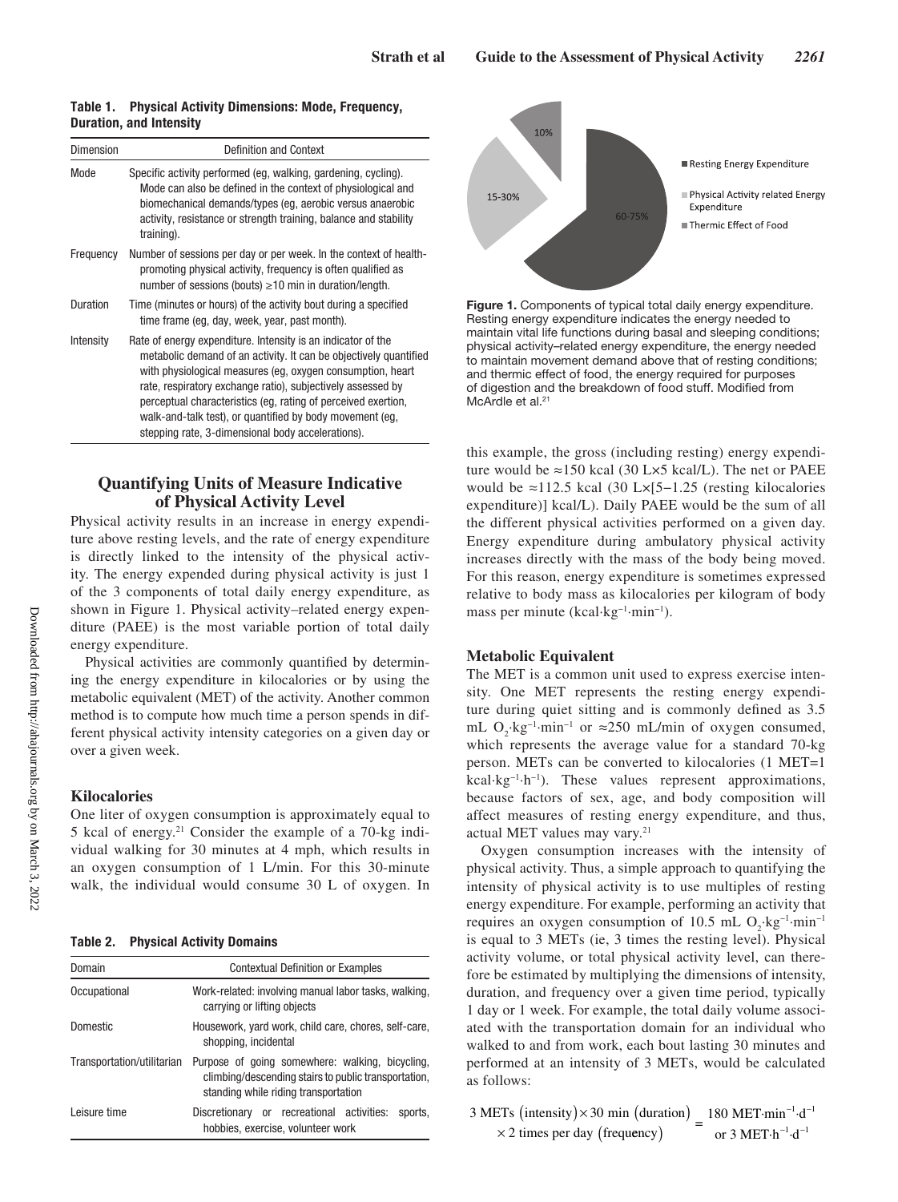**Table 1. Physical Activity Dimensions: Mode, Frequency, Duration, and Intensity**

| Dimension | Definition and Context |
| --- | --- |
| Mode | Specific activity performed (eg, walking, gardening, cycling). Mode can also be defined in the context of physiological and biomechanical demands/types (eg, aerobic versus anaerobic activity, resistance or strength training, balance and stability training). |
| Frequency | Number of sessions per day or per week. In the context of health-promoting physical activity, frequency is often qualified as number of sessions (bouts) ≥10 min in duration/length. |
| Duration | Time (minutes or hours) of the activity bout during a specified time frame (eg, day, week, year, past month). |
| Intensity | Rate of energy expenditure. Intensity is an indicator of the metabolic demand of an activity. It can be objectively quantified with physiological measures (eg, oxygen consumption, heart rate, respiratory exchange ratio), subjectively assessed by perceptual characteristics (eg, rating of perceived exertion, walk-and-talk test), or quantified by body movement (eg, stepping rate, 3-dimensional body accelerations). |

## Quantifying Units of Measure Indicative of Physical Activity Level

Physical activity results in an increase in energy expenditure above resting levels, and the rate of energy expenditure is directly linked to the intensity of the physical activity. The energy expended during physical activity is just 1 of the 3 components of total daily energy expenditure, as shown in Figure 1. Physical activity–related energy expenditure (PAEE) is the most variable portion of total daily energy expenditure.

Physical activities are commonly quantified by determining the energy expenditure in kilocalories or by using the metabolic equivalent (MET) of the activity. Another common method is to compute how much time a person spends in different physical activity intensity categories on a given day or over a given week.

### Kilocalories

One liter of oxygen consumption is approximately equal to 5 kcal of energy.[21] Consider the example of a 70-kg individual walking for 30 minutes at 4 mph, which results in an oxygen consumption of 1 L/min. For this 30-minute walk, the individual would consume 30 L of oxygen. In this example, the gross (including resting) energy expenditure would be ≈150 kcal (30 L×5 kcal/L). The net or PAEE would be ≈112.5 kcal (30 L×[5−1.25 (resting kilocalories expenditure)] kcal/L). Daily PAEE would be the sum of all the different physical activities performed on a given day. Energy expenditure during ambulatory physical activity increases directly with the mass of the body being moved. For this reason, energy expenditure is sometimes expressed relative to body mass as kilocalories per kilogram of body mass per minute ($kcal \cdot kg^{-1} \cdot min^{-1}$).

**Table 2. Physical Activity Domains**

| Domain | Contextual Definition or Examples |
| --- | --- |
| Occupational | Work-related: involving manual labor tasks, walking, carrying or lifting objects |
| Domestic | Housework, yard work, child care, chores, self-care, shopping, incidental |
| Transportation/utilitarian | Purpose of going somewhere: walking, bicycling, climbing/descending stairs to public transportation, standing while riding transportation |
| Leisure time | Discretionary or recreational activities: sports, hobbies, exercise, volunteer work |

Figure 1. Components of typical total daily energy expenditure. Resting energy expenditure indicates the energy needed to maintain vital life functions during basal and sleeping conditions; physical activity–related energy expenditure, the energy needed to maintain movement demand above that of resting conditions; and thermic effect of food, the energy required for purposes of digestion and the breakdown of food stuff. Modified from McArdle et al.[21]

### Metabolic Equivalent

The MET is a common unit used to express exercise intensity. One MET represents the resting energy expenditure during quiet sitting and is commonly defined as 3.5 mL $O_2 \cdot kg^{-1} \cdot min^{-1}$ or ≈250 mL/min of oxygen consumed, which represents the average value for a standard 70-kg person. METs can be converted to kilocalories (1 MET=1 $kcal \cdot kg^{-1} \cdot h^{-1}$). These values represent approximations, because factors of sex, age, and body composition will affect measures of resting energy expenditure, and thus, actual MET values may vary.[21]

Oxygen consumption increases with the intensity of physical activity. Thus, a simple approach to quantifying the intensity of physical activity is to use multiples of resting energy expenditure. For example, performing an activity that requires an oxygen consumption of 10.5 mL $O_2 \cdot kg^{-1} \cdot min^{-1}$ is equal to 3 METs (ie, 3 times the resting level). Physical activity volume, or total physical activity level, can therefore be estimated by multiplying the dimensions of intensity, duration, and frequency over a given time period, typically 1 day or 1 week. For example, the total daily volume associated with the transportation domain for an individual who walked to and from work, each bout lasting 30 minutes and performed at an intensity of 3 METs, would be calculated as follows:

$$\begin{gathered}3 \text{ METs (intensity)} \times 30 \text{ min (duration)} \\ \times 2 \text{ times per day (frequency)}\end{gathered} = \begin{gathered}180 \text{ MET} \cdot \text{min}^{-1} \cdot \text{d}^{-1} \\ \text{or } 3 \text{ MET} \cdot \text{h}^{-1} \cdot \text{d}^{-1}\end{gathered}$$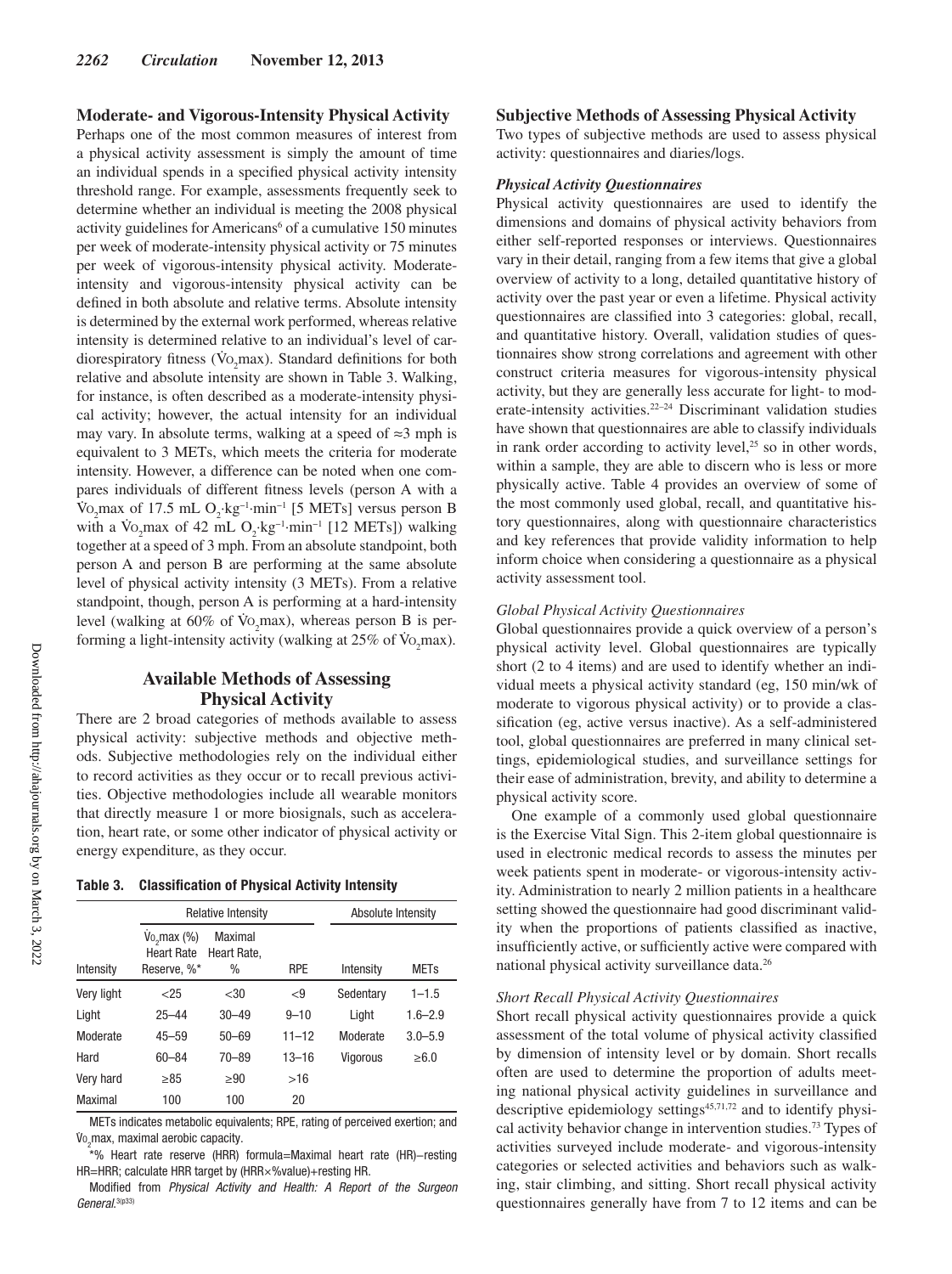### Moderate- and Vigorous-Intensity Physical Activity

Perhaps one of the most common measures of interest from a physical activity assessment is simply the amount of time an individual spends in a specified physical activity intensity threshold range. For example, assessments frequently seek to determine whether an individual is meeting the 2008 physical activity guidelines for Americans[6] of a cumulative 150 minutes per week of moderate-intensity physical activity or 75 minutes per week of vigorous-intensity physical activity. Moderate-intensity and vigorous-intensity physical activity can be defined in both absolute and relative terms. Absolute intensity is determined by the external work performed, whereas relative intensity is determined relative to an individual's level of cardiorespiratory fitness ($\dot{V}O_2$max). Standard definitions for both relative and absolute intensity are shown in Table 3. Walking, for instance, is often described as a moderate-intensity physical activity; however, the actual intensity for an individual may vary. In absolute terms, walking at a speed of ≈3 mph is equivalent to 3 METs, which meets the criteria for moderate intensity. However, a difference can be noted when one compares individuals of different fitness levels (person A with a $\dot{V}O_2$max of 17.5 mL $O_2 \cdot kg^{-1} \cdot min^{-1}$ [5 METs] versus person B with a $\dot{V}O_2$max of 42 mL $O_2 \cdot kg^{-1} \cdot min^{-1}$ [12 METs]) walking together at a speed of 3 mph. From an absolute standpoint, both person A and person B are performing at the same absolute level of physical activity intensity (3 METs). From a relative standpoint, though, person A is performing at a hard-intensity level (walking at 60% of $\dot{V}O_2$max), whereas person B is performing a light-intensity activity (walking at 25% of $\dot{V}O_2$max).

## Available Methods of Assessing Physical Activity

There are 2 broad categories of methods available to assess physical activity: subjective methods and objective methods. Subjective methodologies rely on the individual either to record activities as they occur or to recall previous activities. Objective methodologies include all wearable monitors that directly measure 1 or more biosignals, such as acceleration, heart rate, or some other indicator of physical activity or energy expenditure, as they occur.

**Table 3. Classification of Physical Activity Intensity**

| | Relative Intensity | | | Absolute Intensity | |
|---|---|---|---|---|---|
| Intensity | $\dot{V}O_2$max (%) Heart Rate Reserve, %* | Maximal Heart Rate, % | RPE | Intensity | METs |
| Very light | <25 | <30 | <9 | Sedentary | 1–1.5 |
| Light | 25–44 | 30–49 | 9–10 | Light | 1.6–2.9 |
| Moderate | 45–59 | 50–69 | 11–12 | Moderate | 3.0–5.9 |
| Hard | 60–84 | 70–89 | 13–16 | Vigorous | ≥6.0 |
| Very hard | ≥85 | ≥90 | >16 | | |
| Maximal | 100 | 100 | 20 | | |

METs indicates metabolic equivalents; RPE, rating of perceived exertion; and $\dot{V}O_2$max, maximal aerobic capacity.

*% Heart rate reserve (HRR) formula=Maximal heart rate (HR)−resting HR=HRR; calculate HRR target by (HRR×%value)+resting HR.

Modified from *Physical Activity and Health: A Report of the Surgeon General.*[3(p33)]

### Subjective Methods of Assessing Physical Activity

Two types of subjective methods are used to assess physical activity: questionnaires and diaries/logs.

#### *Physical Activity Questionnaires*

Physical activity questionnaires are used to identify the dimensions and domains of physical activity behaviors from either self-reported responses or interviews. Questionnaires vary in their detail, ranging from a few items that give a global overview of activity to a long, detailed quantitative history of activity over the past year or even a lifetime. Physical activity questionnaires are classified into 3 categories: global, recall, and quantitative history. Overall, validation studies of questionnaires show strong correlations and agreement with other construct criteria measures for vigorous-intensity physical activity, but they are generally less accurate for light- to moderate-intensity activities.[22–24] Discriminant validation studies have shown that questionnaires are able to classify individuals in rank order according to activity level,[25] so in other words, within a sample, they are able to discern who is less or more physically active. Table 4 provides an overview of some of the most commonly used global, recall, and quantitative history questionnaires, along with questionnaire characteristics and key references that provide validity information to help inform choice when considering a questionnaire as a physical activity assessment tool.

*Global Physical Activity Questionnaires*

Global questionnaires provide a quick overview of a person's physical activity level. Global questionnaires are typically short (2 to 4 items) and are used to identify whether an individual meets a physical activity standard (eg, 150 min/wk of moderate to vigorous physical activity) or to provide a classification (eg, active versus inactive). As a self-administered tool, global questionnaires are preferred in many clinical settings, epidemiological studies, and surveillance settings for their ease of administration, brevity, and ability to determine a physical activity score.

One example of a commonly used global questionnaire is the Exercise Vital Sign. This 2-item global questionnaire is used in electronic medical records to assess the minutes per week patients spent in moderate- or vigorous-intensity activity. Administration to nearly 2 million patients in a healthcare setting showed the questionnaire had good discriminant validity when the proportions of patients classified as inactive, insufficiently active, or sufficiently active were compared with national physical activity surveillance data.[26]

*Short Recall Physical Activity Questionnaires*

Short recall physical activity questionnaires provide a quick assessment of the total volume of physical activity classified by dimension of intensity level or by domain. Short recalls often are used to determine the proportion of adults meeting national physical activity guidelines in surveillance and descriptive epidemiology settings[45,71,72] and to identify physical activity behavior change in intervention studies.[73] Types of activities surveyed include moderate- and vigorous-intensity categories or selected activities and behaviors such as walking, stair climbing, and sitting. Short recall physical activity questionnaires generally have from 7 to 12 items and can be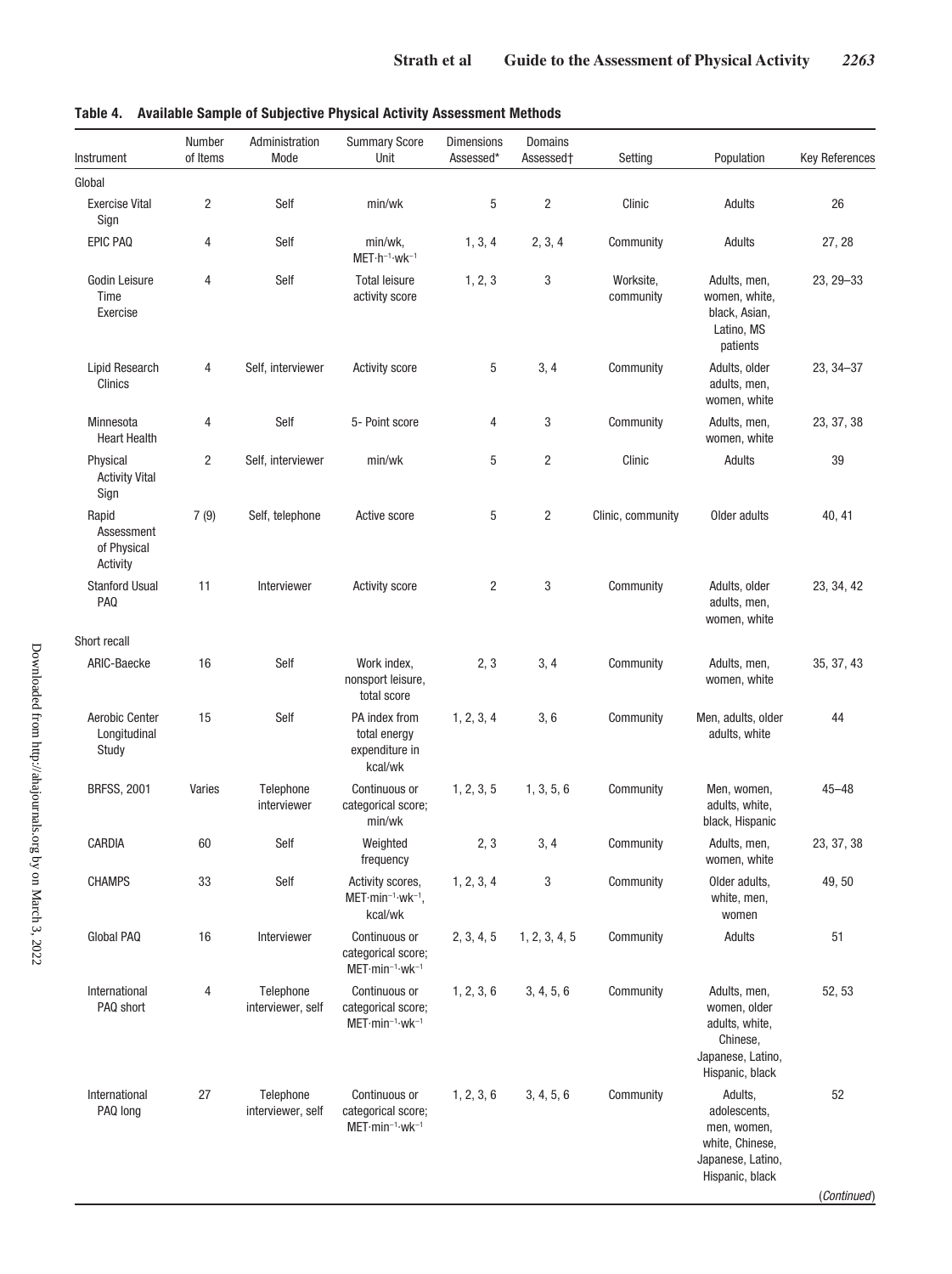**Table 4. Available Sample of Subjective Physical Activity Assessment Methods**

| Instrument | Number of Items | Administration Mode | Summary Score Unit | Dimensions Assessed* | Domains Assessed† | Setting | Population | Key References |
|---|---|---|---|---|---|---|---|---|
| Global | | | | | | | | |
| Exercise Vital Sign | 2 | Self | min/wk | 5 | 2 | Clinic | Adults | 26 |
| EPIC PAQ | 4 | Self | min/wk, $MET·h^{-1}·wk^{-1}$ | 1, 3, 4 | 2, 3, 4 | Community | Adults | 27, 28 |
| Godin Leisure Time Exercise | 4 | Self | Total leisure activity score | 1, 2, 3 | 3 | Worksite, community | Adults, men, women, white, black, Asian, Latino, MS patients | 23, 29–33 |
| Lipid Research Clinics | 4 | Self, interviewer | Activity score | 5 | 3, 4 | Community | Adults, older adults, men, women, white | 23, 34–37 |
| Minnesota Heart Health | 4 | Self | 5- Point score | 4 | 3 | Community | Adults, men, women, white | 23, 37, 38 |
| Physical Activity Vital Sign | 2 | Self, interviewer | min/wk | 5 | 2 | Clinic | Adults | 39 |
| Rapid Assessment of Physical Activity | 7 (9) | Self, telephone | Active score | 5 | 2 | Clinic, community | Older adults | 40, 41 |
| Stanford Usual PAQ | 11 | Interviewer | Activity score | 2 | 3 | Community | Adults, older adults, men, women, white | 23, 34, 42 |
| Short recall | | | | | | | | |
| ARIC-Baecke | 16 | Self | Work index, nonsport leisure, total score | 2, 3 | 3, 4 | Community | Adults, men, women, white | 35, 37, 43 |
| Aerobic Center Longitudinal Study | 15 | Self | PA index from total energy expenditure in kcal/wk | 1, 2, 3, 4 | 3, 6 | Community | Men, adults, older adults, white | 44 |
| BRFSS, 2001 | Varies | Telephone interviewer | Continuous or categorical score; min/wk | 1, 2, 3, 5 | 1, 3, 5, 6 | Community | Men, women, adults, white, black, Hispanic | 45–48 |
| CARDIA | 60 | Self | Weighted frequency | 2, 3 | 3, 4 | Community | Adults, men, women, white | 23, 37, 38 |
| CHAMPS | 33 | Self | Activity scores, $MET·min^{-1}·wk^{-1}$, kcal/wk | 1, 2, 3, 4 | 3 | Community | Older adults, white, men, women | 49, 50 |
| Global PAQ | 16 | Interviewer | Continuous or categorical score; $MET·min^{-1}·wk^{-1}$ | 2, 3, 4, 5 | 1, 2, 3, 4, 5 | Community | Adults | 51 |
| International PAQ short | 4 | Telephone interviewer, self | Continuous or categorical score; $MET·min^{-1}·wk^{-1}$ | 1, 2, 3, 6 | 3, 4, 5, 6 | Community | Adults, men, women, older adults, white, Chinese, Japanese, Latino, Hispanic, black | 52, 53 |
| International PAQ long | 27 | Telephone interviewer, self | Continuous or categorical score; $MET·min^{-1}·wk^{-1}$ | 1, 2, 3, 6 | 3, 4, 5, 6 | Community | Adults, adolescents, men, women, white, Chinese, Japanese, Latino, Hispanic, black | 52 |

(*Continued*)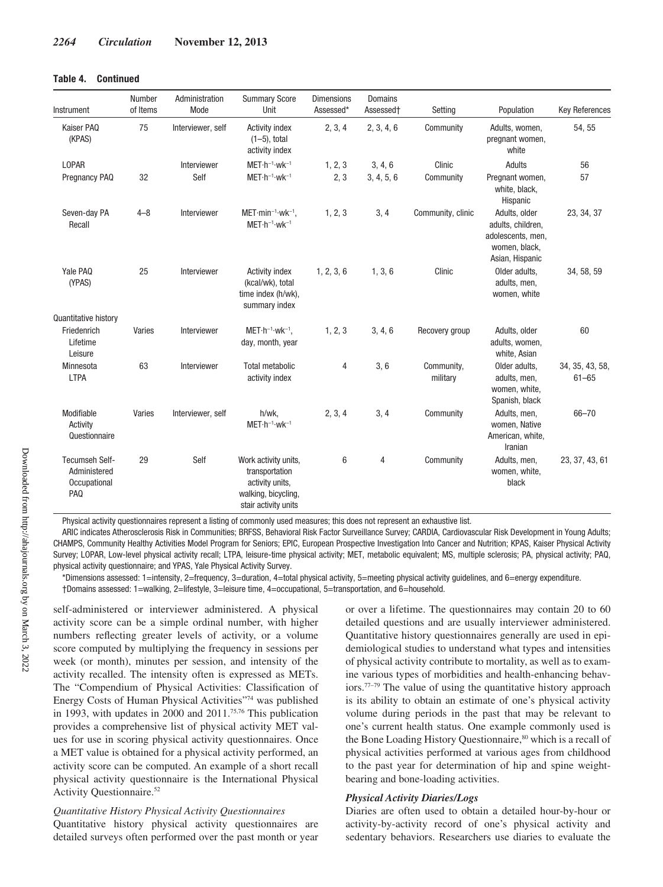**Table 4. Continued**

| Instrument | Number of Items | Administration Mode | Summary Score Unit | Dimensions Assessed* | Domains Assessed† | Setting | Population | Key References |
|---|---|---|---|---|---|---|---|---|
| Kaiser PAQ (KPAS) | 75 | Interviewer, self | Activity index (1–5), total activity index | 2, 3, 4 | 2, 3, 4, 6 | Community | Adults, women, pregnant women, white | 54, 55 |
| LOPAR | | Interviewer | $MET·h^{-1}·wk^{-1}$ | 1, 2, 3 | 3, 4, 6 | Clinic | Adults | 56 |
| Pregnancy PAQ | 32 | Self | $MET·h^{-1}·wk^{-1}$ | 2, 3 | 3, 4, 5, 6 | Community | Pregnant women, white, black, Hispanic | 57 |
| Seven-day PA Recall | 4–8 | Interviewer | $MET·min^{-1}·wk^{-1}$, $MET·h^{-1}·wk^{-1}$ | 1, 2, 3 | 3, 4 | Community, clinic | Adults, older adults, children, adolescents, men, women, black, Asian, Hispanic | 23, 34, 37 |
| Yale PAQ (YPAS) | 25 | Interviewer | Activity index (kcal/wk), total time index (h/wk), summary index | 1, 2, 3, 6 | 1, 3, 6 | Clinic | Older adults, adults, men, women, white | 34, 58, 59 |
| Quantitative history | | | | | | | | |
| Friedenrich Lifetime Leisure | Varies | Interviewer | $MET·h^{-1}·wk^{-1}$, day, month, year | 1, 2, 3 | 3, 4, 6 | Recovery group | Adults, older adults, women, white, Asian | 60 |
| Minnesota LTPA | 63 | Interviewer | Total metabolic activity index | 4 | 3, 6 | Community, military | Older adults, adults, men, women, white, Spanish, black | 34, 35, 43, 58, 61–65 |
| Modifiable Activity Questionnaire | Varies | Interviewer, self | h/wk, $MET·h^{-1}·wk^{-1}$ | 2, 3, 4 | 3, 4 | Community | Adults, men, women, Native American, white, Iranian | 66–70 |
| Tecumseh Self-Administered Occupational PAQ | 29 | Self | Work activity units, transportation activity units, walking, bicycling, stair activity units | 6 | 4 | Community | Adults, men, women, white, black | 23, 37, 43, 61 |

Physical activity questionnaires represent a listing of commonly used measures; this does not represent an exhaustive list.

ARIC indicates Atherosclerosis Risk in Communities; BRFSS, Behavioral Risk Factor Surveillance Survey; CARDIA, Cardiovascular Risk Development in Young Adults; CHAMPS, Community Healthy Activities Model Program for Seniors; EPIC, European Prospective Investigation Into Cancer and Nutrition; KPAS, Kaiser Physical Activity Survey; LOPAR, Low-level physical activity recall; LTPA, leisure-time physical activity; MET, metabolic equivalent; MS, multiple sclerosis; PA, physical activity; PAQ, physical activity questionnaire; and YPAS, Yale Physical Activity Survey.

*Dimensions assessed: 1=intensity, 2=frequency, 3=duration, 4=total physical activity, 5=meeting physical activity guidelines, and 6=energy expenditure.

†Domains assessed: 1=walking, 2=lifestyle, 3=leisure time, 4=occupational, 5=transportation, and 6=household.

self-administered or interviewer administered. A physical activity score can be a simple ordinal number, with higher numbers reflecting greater levels of activity, or a volume score computed by multiplying the frequency in sessions per week (or month), minutes per session, and intensity of the activity recalled. The intensity often is expressed as METs. The "Compendium of Physical Activities: Classification of Energy Costs of Human Physical Activities"[74] was published in 1993, with updates in 2000 and 2011.[75,76] This publication provides a comprehensive list of physical activity MET values for use in scoring physical activity questionnaires. Once a MET value is obtained for a physical activity performed, an activity score can be computed. An example of a short recall physical activity questionnaire is the International Physical Activity Questionnaire.[52]

*Quantitative History Physical Activity Questionnaires*

Quantitative history physical activity questionnaires are detailed surveys often performed over the past month or year or over a lifetime. The questionnaires may contain 20 to 60 detailed questions and are usually interviewer administered. Quantitative history questionnaires generally are used in epidemiological studies to understand what types and intensities of physical activity contribute to mortality, as well as to examine various types of morbidities and health-enhancing behaviors.[77–79] The value of using the quantitative history approach is its ability to obtain an estimate of one's physical activity volume during periods in the past that may be relevant to one's current health status. One example commonly used is the Bone Loading History Questionnaire,[80] which is a recall of physical activities performed at various ages from childhood to the past year for determination of hip and spine weight-bearing and bone-loading activities.

### *Physical Activity Diaries/Logs*

Diaries are often used to obtain a detailed hour-by-hour or activity-by-activity record of one's physical activity and sedentary behaviors. Researchers use diaries to evaluate the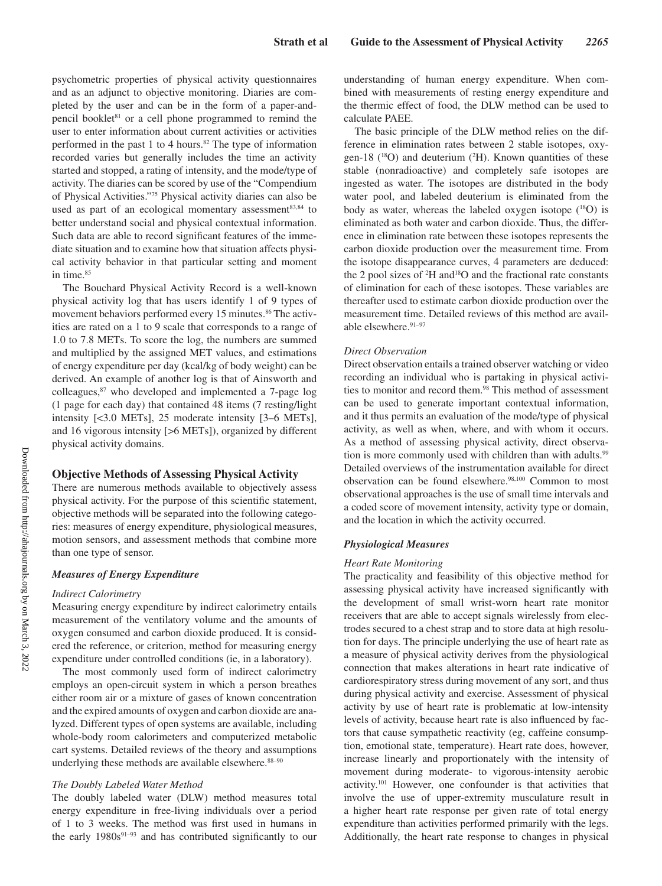psychometric properties of physical activity questionnaires and as an adjunct to objective monitoring. Diaries are completed by the user and can be in the form of a paper-and-pencil booklet[81] or a cell phone programmed to remind the user to enter information about current activities or activities performed in the past 1 to 4 hours.[82] The type of information recorded varies but generally includes the time an activity started and stopped, a rating of intensity, and the mode/type of activity. The diaries can be scored by use of the "Compendium of Physical Activities."[75] Physical activity diaries can also be used as part of an ecological momentary assessment[83,84] to better understand social and physical contextual information. Such data are able to record significant features of the immediate situation and to examine how that situation affects physical activity behavior in that particular setting and moment in time.[85]

The Bouchard Physical Activity Record is a well-known physical activity log that has users identify 1 of 9 types of movement behaviors performed every 15 minutes.[86] The activities are rated on a 1 to 9 scale that corresponds to a range of 1.0 to 7.8 METs. To score the log, the numbers are summed and multiplied by the assigned MET values, and estimations of energy expenditure per day (kcal/kg of body weight) can be derived. An example of another log is that of Ainsworth and colleagues,[87] who developed and implemented a 7-page log (1 page for each day) that contained 48 items (7 resting/light intensity [<3.0 METs], 25 moderate intensity [3–6 METs], and 16 vigorous intensity [>6 METs]), organized by different physical activity domains.

## Objective Methods of Assessing Physical Activity

There are numerous methods available to objectively assess physical activity. For the purpose of this scientific statement, objective methods will be separated into the following categories: measures of energy expenditure, physiological measures, motion sensors, and assessment methods that combine more than one type of sensor.

### Measures of Energy Expenditure

#### Indirect Calorimetry

Measuring energy expenditure by indirect calorimetry entails measurement of the ventilatory volume and the amounts of oxygen consumed and carbon dioxide produced. It is considered the reference, or criterion, method for measuring energy expenditure under controlled conditions (ie, in a laboratory).

The most commonly used form of indirect calorimetry employs an open-circuit system in which a person breathes either room air or a mixture of gases of known concentration and the expired amounts of oxygen and carbon dioxide are analyzed. Different types of open systems are available, including whole-body room calorimeters and computerized metabolic cart systems. Detailed reviews of the theory and assumptions underlying these methods are available elsewhere.[88–90]

#### The Doubly Labeled Water Method

The doubly labeled water (DLW) method measures total energy expenditure in free-living individuals over a period of 1 to 3 weeks. The method was first used in humans in the early 1980s[91–93] and has contributed significantly to our understanding of human energy expenditure. When combined with measurements of resting energy expenditure and the thermic effect of food, the DLW method can be used to calculate PAEE.

The basic principle of the DLW method relies on the difference in elimination rates between 2 stable isotopes, oxygen-18 ($^{18}O$) and deuterium ($^{2}H$). Known quantities of these stable (nonradioactive) and completely safe isotopes are ingested as water. The isotopes are distributed in the body water pool, and labeled deuterium is eliminated from the body as water, whereas the labeled oxygen isotope ($^{18}O$) is eliminated as both water and carbon dioxide. Thus, the difference in elimination rate between these isotopes represents the carbon dioxide production over the measurement time. From the isotope disappearance curves, 4 parameters are deduced: the 2 pool sizes of $^{2}H$ and $^{18}O$ and the fractional rate constants of elimination for each of these isotopes. These variables are thereafter used to estimate carbon dioxide production over the measurement time. Detailed reviews of this method are available elsewhere.[91–97]

#### Direct Observation

Direct observation entails a trained observer watching or video recording an individual who is partaking in physical activities to monitor and record them.[98] This method of assessment can be used to generate important contextual information, and it thus permits an evaluation of the mode/type of physical activity, as well as when, where, and with whom it occurs. As a method of assessing physical activity, direct observation is more commonly used with children than with adults.[99] Detailed overviews of the instrumentation available for direct observation can be found elsewhere.[98,100] Common to most observational approaches is the use of small time intervals and a coded score of movement intensity, activity type or domain, and the location in which the activity occurred.

### Physiological Measures

#### Heart Rate Monitoring

The practicality and feasibility of this objective method for assessing physical activity have increased significantly with the development of small wrist-worn heart rate monitor receivers that are able to accept signals wirelessly from electrodes secured to a chest strap and to store data at high resolution for days. The principle underlying the use of heart rate as a measure of physical activity derives from the physiological connection that makes alterations in heart rate indicative of cardiorespiratory stress during movement of any sort, and thus during physical activity and exercise. Assessment of physical activity by use of heart rate is problematic at low-intensity levels of activity, because heart rate is also influenced by factors that cause sympathetic reactivity (eg, caffeine consumption, emotional state, temperature). Heart rate does, however, increase linearly and proportionately with the intensity of movement during moderate- to vigorous-intensity aerobic activity.[101] However, one confounder is that activities that involve the use of upper-extremity musculature result in a higher heart rate response per given rate of total energy expenditure than activities performed primarily with the legs. Additionally, the heart rate response to changes in physical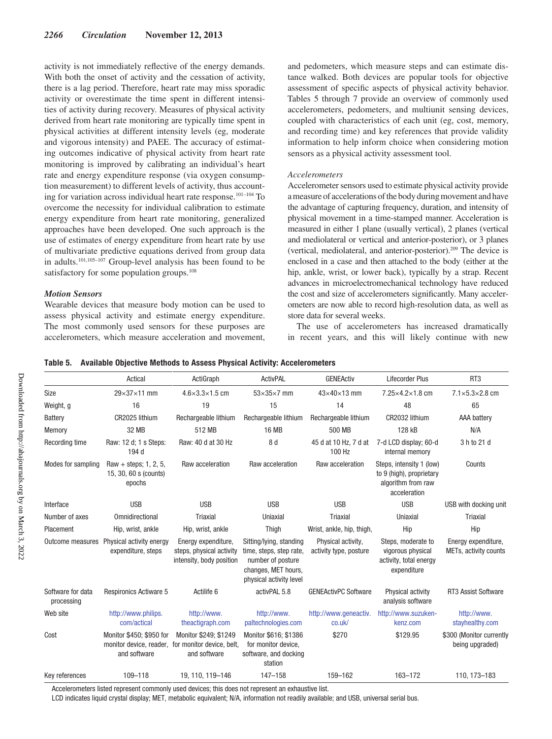activity is not immediately reflective of the energy demands. With both the onset of activity and the cessation of activity, there is a lag period. Therefore, heart rate may miss sporadic activity or overestimate the time spent in different intensities of activity during recovery. Measures of physical activity derived from heart rate monitoring are typically time spent in physical activities at different intensity levels (eg, moderate and vigorous intensity) and PAEE. The accuracy of estimating outcomes indicative of physical activity from heart rate monitoring is improved by calibrating an individual's heart rate and energy expenditure response (via oxygen consumption measurement) to different levels of activity, thus accounting for variation across individual heart rate response.[101–104] To overcome the necessity for individual calibration to estimate energy expenditure from heart rate monitoring, generalized approaches have been developed. One such approach is the use of estimates of energy expenditure from heart rate by use of multivariate predictive equations derived from group data in adults.[101,105–107] Group-level analysis has been found to be satisfactory for some population groups.[108]

### *Motion Sensors*

Wearable devices that measure body motion can be used to assess physical activity and estimate energy expenditure. The most commonly used sensors for these purposes are accelerometers, which measure acceleration and movement, and pedometers, which measure steps and can estimate distance walked. Both devices are popular tools for objective assessment of specific aspects of physical activity behavior. Tables 5 through 7 provide an overview of commonly used accelerometers, pedometers, and multiunit sensing devices, coupled with characteristics of each unit (eg, cost, memory, and recording time) and key references that provide validity information to help inform choice when considering motion sensors as a physical activity assessment tool.

#### *Accelerometers*

Accelerometer sensors used to estimate physical activity provide a measure of accelerations of the body during movement and have the advantage of capturing frequency, duration, and intensity of physical movement in a time-stamped manner. Acceleration is measured in either 1 plane (usually vertical), 2 planes (vertical and mediolateral or vertical and anterior-posterior), or 3 planes (vertical, mediolateral, and anterior-posterior).[209] The device is enclosed in a case and then attached to the body (either at the hip, ankle, wrist, or lower back), typically by a strap. Recent advances in microelectromechanical technology have reduced the cost and size of accelerometers significantly. Many accelerometers are now able to record high-resolution data, as well as store data for several weeks.

The use of accelerometers has increased dramatically in recent years, and this will likely continue with new

**Table 5. Available Objective Methods to Assess Physical Activity: Accelerometers**

| | Actical | ActiGraph | ActivPAL | GENEActiv | Lifecorder Plus | RT3 |
|---|---|---|---|---|---|---|
| Size | 29×37×11 mm | 4.6×3.3×1.5 cm | 53×35×7 mm | 43×40×13 mm | 7.25×4.2×1.8 cm | 7.1×5.3×2.8 cm |
| Weight, g | 16 | 19 | 15 | 14 | 48 | 65 |
| Battery | CR2025 lithium | Rechargeable lithium | Rechargeable lithium | Rechargeable lithium | CR2032 lithium | AAA battery |
| Memory | 32 MB | 512 MB | 16 MB | 500 MB | 128 kB | N/A |
| Recording time | Raw: 12 d; 1 s Steps: 194 d | Raw: 40 d at 30 Hz | 8 d | 45 d at 10 Hz, 7 d at 100 Hz | 7-d LCD display; 60-d internal memory | 3 h to 21 d |
| Modes for sampling | Raw + steps; 1, 2, 5, 15, 30, 60 s (counts) epochs | Raw acceleration | Raw acceleration | Raw acceleration | Steps, intensity 1 (low) to 9 (high), proprietary algorithm from raw acceleration | Counts |
| Interface | USB | USB | USB | USB | USB | USB with docking unit |
| Number of axes | Omnidirectional | Triaxial | Uniaxial | Triaxial | Uniaxial | Triaxial |
| Placement | Hip, wrist, ankle | Hip, wrist, ankle | Thigh | Wrist, ankle, hip, thigh, | Hip | Hip |
| Outcome measures | Physical activity energy expenditure, steps | Energy expenditure, steps, physical activity intensity, body position | Sitting/lying, standing time, steps, step rate, number of posture changes, MET hours, physical activity level | Physical activity, activity type, posture | Steps, moderate to vigorous physical activity, total energy expenditure | Energy expenditure, METs, activity counts |
| Software for data processing | Respironics Actiware 5 | Actilife 6 | activPAL 5.8 | GENEActivPC Software | Physical activity analysis software | RT3 Assist Software |
| Web site | http://www.philips.com/actical | http://www.theactigraph.com | http://www.paltechnologies.com | http://www.geneactiv.co.uk/ | http://www.suzuken-kenz.com | http://www.stayhealthy.com |
| Cost | Monitor $450; $950 for monitor device, reader, and software | Monitor $249; $1249 for monitor device, belt, and software | Monitor $616; $1386 for monitor device, software, and docking station | $270 | $129.95 | $300 (Monitor currently being upgraded) |
| Key references | 109–118 | 19, 110, 119–146 | 147–158 | 159–162 | 163–172 | 110, 173–183 |

Accelerometers listed represent commonly used devices; this does not represent an exhaustive list.

LCD indicates liquid crystal display; MET, metabolic equivalent; N/A, information not readily available; and USB, universal serial bus.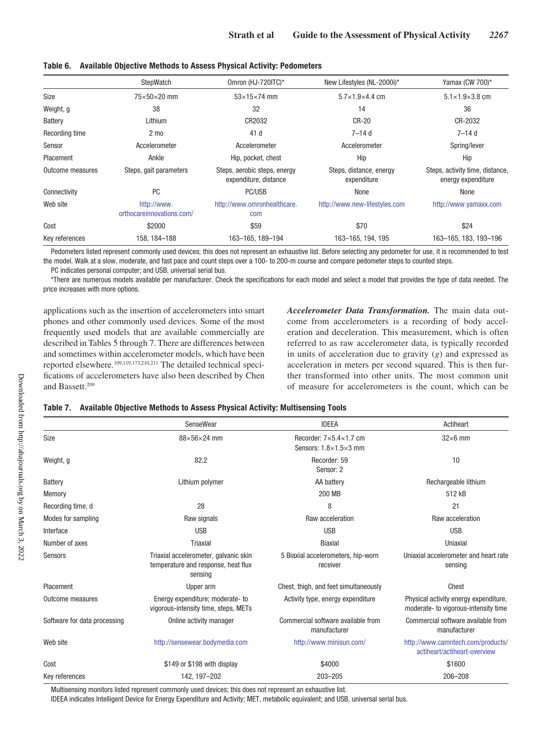**Table 6. Available Objective Methods to Assess Physical Activity: Pedometers**

| | StepWatch | Omron (HJ-720ITC)* | New Lifestyles (NL-2000i)* | Yamax (CW 700)* |
|---|---|---|---|---|
| Size | 75×50×20 mm | 53×15×74 mm | 5.7×1.9×4.4 cm | 5.1×1.9×3.8 cm |
| Weight, g | 38 | 32 | 14 | 36 |
| Battery | Lithium | CR2032 | CR-20 | CR-2032 |
| Recording time | 2 mo | 41 d | 7–14 d | 7–14 d |
| Sensor | Accelerometer | Accelerometer | Accelerometer | Spring/lever |
| Placement | Ankle | Hip, pocket, chest | Hip | Hip |
| Outcome measures | Steps, gait parameters | Steps, aerobic steps, energy expenditure, distance | Steps, distance, energy expenditure | Steps, activity time, distance, energy expenditure |
| Connectivity | PC | PC/USB | None | None |
| Web site | http://www.orthocareinnovations.com/ | http://www.omronhealthcare.com | http://www.new-lifestyles.com | http://www.yamaxx.com |
| Cost | $2000 | $59 | $70 | $24 |
| Key references | 158, 184–188 | 163–165, 189–194 | 163–165, 194, 195 | 163–165, 183, 193–196 |

Pedometers listed represent commonly used devices; this does not represent an exhaustive list. Before selecting any pedometer for use, it is recommended to test the model. Walk at a slow, moderate, and fast pace and count steps over a 100- to 200-m course and compare pedometer steps to counted steps.

PC indicates personal computer; and USB, universal serial bus.

*There are numerous models available per manufacturer. Check the specifications for each model and select a model that provides the type of data needed. The price increases with more options.

applications such as the insertion of accelerometers into smart phones and other commonly used devices. Some of the most frequently used models that are available commercially are described in Tables 5 through 7. There are differences between and sometimes within accelerometer models, which have been reported elsewhere.[109,119,173,210,211] The detailed technical specifications of accelerometers have also been described by Chen and Bassett.[209]

***Accelerometer Data Transformation.*** The main data outcome from accelerometers is a recording of body acceleration and deceleration. This measurement, which is often referred to as raw accelerometer data, is typically recorded in units of acceleration due to gravity (*g*) and expressed as acceleration in meters per second squared. This is then further transformed into other units. The most common unit of measure for accelerometers is the count, which can be

**Table 7. Available Objective Methods to Assess Physical Activity: Multisensing Tools**

| | SenseWear | IDEEA | Actiheart |
|---|---|---|---|
| Size | 88×56×24 mm | Recorder: 7×5.4×1.7 cm<br>Sensors: 1.8×1.5×3 mm | 32×6 mm |
| Weight, g | 82.2 | Recorder: 59<br>Sensor: 2 | 10 |
| Battery | Lithium polymer | AA battery | Rechargeable lithium |
| Memory | | 200 MB | 512 kB |
| Recording time, d | 28 | 8 | 21 |
| Modes for sampling | Raw signals | Raw acceleration | Raw acceleration |
| Interface | USB | USB | USB |
| Number of axes | Triaxial | Biaxial | Uniaxial |
| Sensors | Triaxial accelerometer, galvanic skin temperature and response, heat flux sensing | 5 Biaxial accelerometers, hip-worn receiver | Uniaxial accelerometer and heart rate sensing |
| Placement | Upper arm | Chest, thigh, and feet simultaneously | Chest |
| Outcome measures | Energy expenditure; moderate- to vigorous-intensity time, steps, METs | Activity type, energy expenditure | Physical activity energy expenditure, moderate- to vigorous-intensity time |
| Software for data processing | Online activity manager | Commercial software available from manufacturer | Commercial software available from manufacturer |
| Web site | http://sensewear.bodymedia.com | http://www.minisun.com/ | http://www.camntech.com/products/actiheart/actiheart-overview |
| Cost | $149 or $198 with display | $4000 | $1600 |
| Key references | 142, 197–202 | 203–205 | 206–208 |

Multisensing monitors listed represent commonly used devices; this does not represent an exhaustive list.

IDEEA indicates Intelligent Device for Energy Expenditure and Activity; MET, metabolic equivalent; and USB, universal serial bus.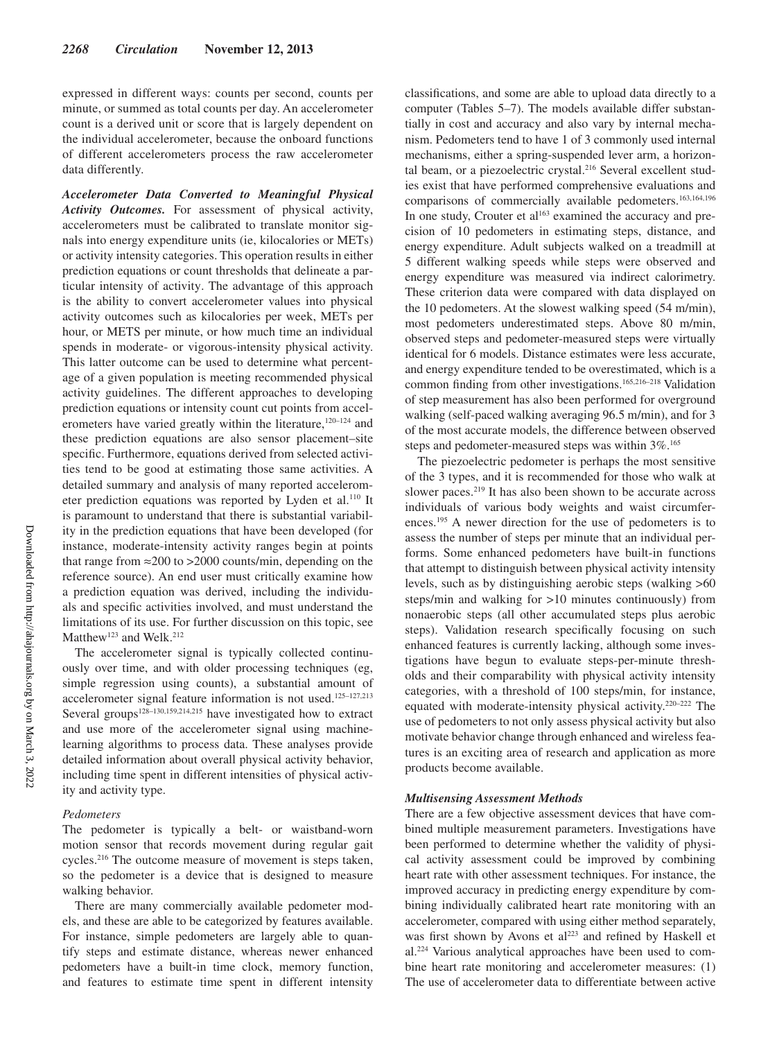expressed in different ways: counts per second, counts per minute, or summed as total counts per day. An accelerometer count is a derived unit or score that is largely dependent on the individual accelerometer, because the onboard functions of different accelerometers process the raw accelerometer data differently.

***Accelerometer Data Converted to Meaningful Physical Activity Outcomes.*** For assessment of physical activity, accelerometers must be calibrated to translate monitor signals into energy expenditure units (ie, kilocalories or METs) or activity intensity categories. This operation results in either prediction equations or count thresholds that delineate a particular intensity of activity. The advantage of this approach is the ability to convert accelerometer values into physical activity outcomes such as kilocalories per week, METs per hour, or METS per minute, or how much time an individual spends in moderate- or vigorous-intensity physical activity. This latter outcome can be used to determine what percentage of a given population is meeting recommended physical activity guidelines. The different approaches to developing prediction equations or intensity count cut points from accelerometers have varied greatly within the literature,[120–124] and these prediction equations are also sensor placement–site specific. Furthermore, equations derived from selected activities tend to be good at estimating those same activities. A detailed summary and analysis of many reported accelerometer prediction equations was reported by Lyden et al.[110] It is paramount to understand that there is substantial variability in the prediction equations that have been developed (for instance, moderate-intensity activity ranges begin at points that range from ≈200 to >2000 counts/min, depending on the reference source). An end user must critically examine how a prediction equation was derived, including the individuals and specific activities involved, and must understand the limitations of its use. For further discussion on this topic, see Matthew[123] and Welk.[212]

The accelerometer signal is typically collected continuously over time, and with older processing techniques (eg, simple regression using counts), a substantial amount of accelerometer signal feature information is not used.[125–127,213] Several groups[128–130,159,214,215] have investigated how to extract and use more of the accelerometer signal using machine-learning algorithms to process data. These analyses provide detailed information about overall physical activity behavior, including time spent in different intensities of physical activity and activity type.

*Pedometers*

The pedometer is typically a belt- or waistband-worn motion sensor that records movement during regular gait cycles.[216] The outcome measure of movement is steps taken, so the pedometer is a device that is designed to measure walking behavior.

There are many commercially available pedometer models, and these are able to be categorized by features available. For instance, simple pedometers are largely able to quantify steps and estimate distance, whereas newer enhanced pedometers have a built-in time clock, memory function, and features to estimate time spent in different intensity classifications, and some are able to upload data directly to a computer (Tables 5–7). The models available differ substantially in cost and accuracy and also vary by internal mechanism. Pedometers tend to have 1 of 3 commonly used internal mechanisms, either a spring-suspended lever arm, a horizontal beam, or a piezoelectric crystal.[216] Several excellent studies exist that have performed comprehensive evaluations and comparisons of commercially available pedometers.[163,164,196] In one study, Crouter et al[163] examined the accuracy and precision of 10 pedometers in estimating steps, distance, and energy expenditure. Adult subjects walked on a treadmill at 5 different walking speeds while steps were observed and energy expenditure was measured via indirect calorimetry. These criterion data were compared with data displayed on the 10 pedometers. At the slowest walking speed (54 m/min), most pedometers underestimated steps. Above 80 m/min, observed steps and pedometer-measured steps were virtually identical for 6 models. Distance estimates were less accurate, and energy expenditure tended to be overestimated, which is a common finding from other investigations.[165,216–218] Validation of step measurement has also been performed for overground walking (self-paced walking averaging 96.5 m/min), and for 3 of the most accurate models, the difference between observed steps and pedometer-measured steps was within 3%.[165]

The piezoelectric pedometer is perhaps the most sensitive of the 3 types, and it is recommended for those who walk at slower paces.[219] It has also been shown to be accurate across individuals of various body weights and waist circumferences.[195] A newer direction for the use of pedometers is to assess the number of steps per minute that an individual performs. Some enhanced pedometers have built-in functions that attempt to distinguish between physical activity intensity levels, such as by distinguishing aerobic steps (walking >60 steps/min and walking for >10 minutes continuously) from nonaerobic steps (all other accumulated steps plus aerobic steps). Validation research specifically focusing on such enhanced features is currently lacking, although some investigations have begun to evaluate steps-per-minute thresholds and their comparability with physical activity intensity categories, with a threshold of 100 steps/min, for instance, equated with moderate-intensity physical activity.[220–222] The use of pedometers to not only assess physical activity but also motivate behavior change through enhanced and wireless features is an exciting area of research and application as more products become available.

### *Multisensing Assessment Methods*

There are a few objective assessment devices that have combined multiple measurement parameters. Investigations have been performed to determine whether the validity of physical activity assessment could be improved by combining heart rate with other assessment techniques. For instance, the improved accuracy in predicting energy expenditure by combining individually calibrated heart rate monitoring with an accelerometer, compared with using either method separately, was first shown by Avons et al[223] and refined by Haskell et al.[224] Various analytical approaches have been used to combine heart rate monitoring and accelerometer measures: (1) The use of accelerometer data to differentiate between active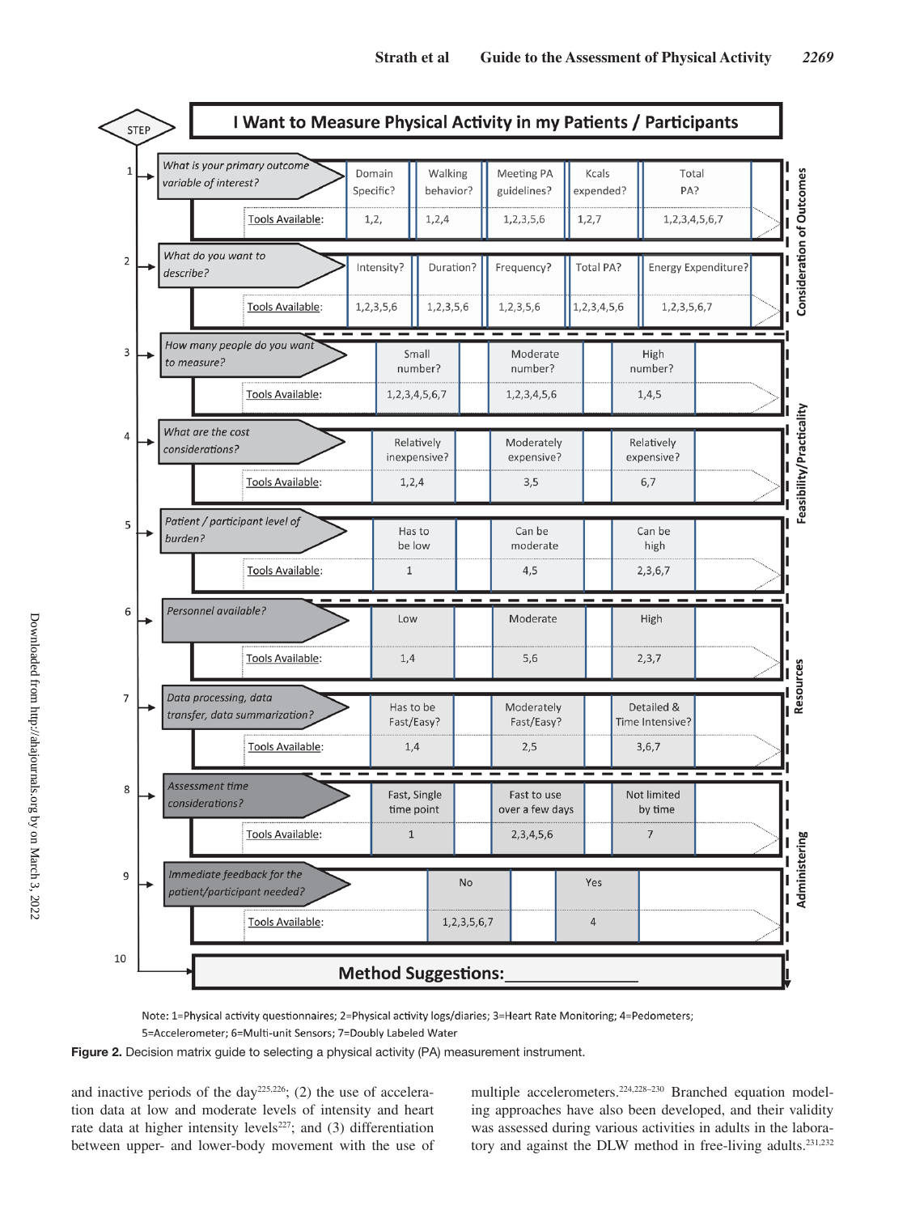**I Want to Measure Physical Activity in my Patients / Participants**

| Step | Question | Options / Tools Available | | | | | Category |
|---|---|---|---|---|---|---|---|
| 1 | What is your primary outcome variable of interest? | Domain Specific? | Walking behavior? | Meeting PA guidelines? | Kcals expended? | Total PA? | Consideration of Outcomes |
| | Tools Available: | 1,2, | 1,2,4 | 1,2,3,5,6 | 1,2,7 | 1,2,3,4,5,6,7 | |
| 2 | What do you want to describe? | Intensity? | Duration? | Frequency? | Total PA? | Energy Expenditure? | Consideration of Outcomes |
| | Tools Available: | 1,2,3,5,6 | 1,2,3,5,6 | 1,2,3,5,6 | 1,2,3,4,5,6 | 1,2,3,5,6,7 | |
| 3 | How many people do you want to measure? | Small number? | Moderate number? | High number? | | | Feasibility/Practicality |
| | Tools Available: | 1,2,3,4,5,6,7 | 1,2,3,4,5,6 | 1,4,5 | | | |
| 4 | What are the cost considerations? | Relatively inexpensive? | Moderately expensive? | Relatively expensive? | | | Feasibility/Practicality |
| | Tools Available: | 1,2,4 | 3,5 | 6,7 | | | |
| 5 | Patient / participant level of burden? | Has to be low | Can be moderate | Can be high | | | Feasibility/Practicality |
| | Tools Available: | 1 | 4,5 | 2,3,6,7 | | | |
| 6 | Personnel available? | Low | Moderate | High | | | Resources |
| | Tools Available: | 1,4 | 5,6 | 2,3,7 | | | |
| 7 | Data processing, data transfer, data summarization? | Has to be Fast/Easy? | Moderately Fast/Easy? | Detailed & Time Intensive? | | | Resources |
| | Tools Available: | 1,4 | 2,5 | 3,6,7 | | | |
| 8 | Assessment time considerations? | Fast, Single time point | Fast to use over a few days | Not limited by time | | | Administering |
| | Tools Available: | 1 | 2,3,4,5,6 | 7 | | | |
| 9 | Immediate feedback for the patient/participant needed? | No | Yes | | | | Administering |
| | Tools Available: | 1,2,3,5,6,7 | 4 | | | | |
| 10 | **Method Suggestions:** ______________ | | | | | | |

Note: 1=Physical activity questionnaires; 2=Physical activity logs/diaries; 3=Heart Rate Monitoring; 4=Pedometers; 5=Accelerometer; 6=Multi-unit Sensors; 7=Doubly Labeled Water

**Figure 2.** Decision matrix guide to selecting a physical activity (PA) measurement instrument.

and inactive periods of the day[225,226]; (2) the use of acceleration data at low and moderate levels of intensity and heart rate data at higher intensity levels[227]; and (3) differentiation between upper- and lower-body movement with the use of multiple accelerometers.[224,228–230] Branched equation modeling approaches have also been developed, and their validity was assessed during various activities in adults in the laboratory and against the DLW method in free-living adults.[231,232]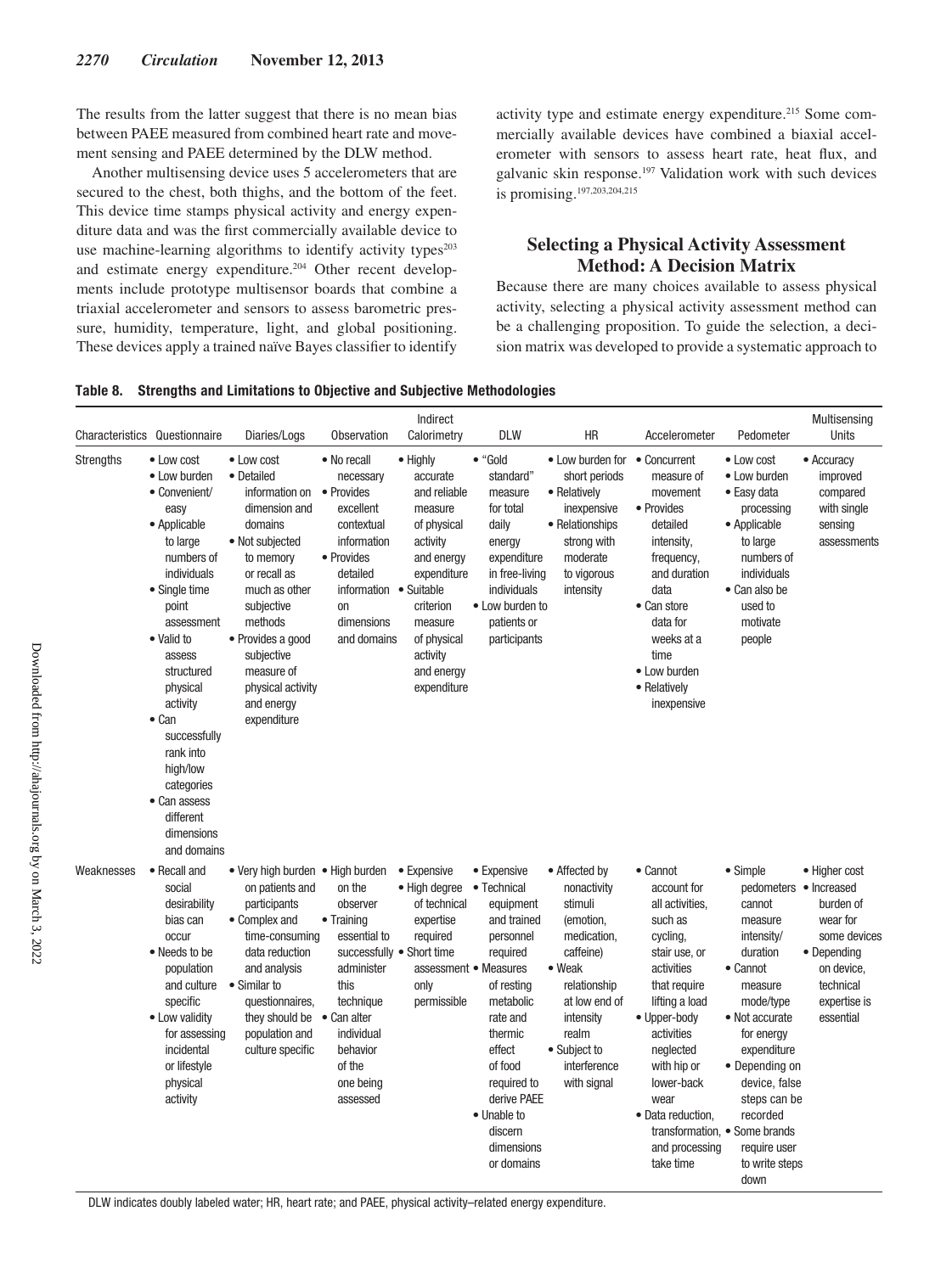The results from the latter suggest that there is no mean bias between PAEE measured from combined heart rate and movement sensing and PAEE determined by the DLW method.

Another multisensing device uses 5 accelerometers that are secured to the chest, both thighs, and the bottom of the feet. This device time stamps physical activity and energy expenditure data and was the first commercially available device to use machine-learning algorithms to identify activity types[203] and estimate energy expenditure.[204] Other recent developments include prototype multisensor boards that combine a triaxial accelerometer and sensors to assess barometric pressure, humidity, temperature, light, and global positioning. These devices apply a trained naïve Bayes classifier to identify activity type and estimate energy expenditure.[215] Some commercially available devices have combined a biaxial accelerometer with sensors to assess heart rate, heat flux, and galvanic skin response.[197] Validation work with such devices is promising.[197,203,204,215]

## Selecting a Physical Activity Assessment Method: A Decision Matrix

Because there are many choices available to assess physical activity, selecting a physical activity assessment method can be a challenging proposition. To guide the selection, a decision matrix was developed to provide a systematic approach to

**Table 8. Strengths and Limitations to Objective and Subjective Methodologies**

| Characteristics | Questionnaire | Diaries/Logs | Observation | Indirect Calorimetry | DLW | HR | Accelerometer | Pedometer | Multisensing Units |
|---|---|---|---|---|---|---|---|---|---|
| Strengths | • Low cost<br>• Low burden<br>• Convenient/easy<br>• Applicable to large numbers of individuals<br>• Single time point assessment<br>• Valid to assess structured physical activity<br>• Can successfully rank into high/low categories<br>• Can assess different dimensions and domains | • Low cost<br>• Detailed information on dimension and domains<br>• Not subjected to memory or recall as much as other subjective methods<br>• Provides a good subjective measure of physical activity and energy expenditure | • No recall necessary<br>• Provides excellent contextual information<br>• Provides detailed information on dimensions and domains | • Highly accurate and reliable measure of physical activity and energy expenditure<br>• Suitable criterion measure of physical activity and energy expenditure | • "Gold standard" measure for total daily energy expenditure in free-living individuals<br>• Low burden to patients or participants | • Low burden for short periods<br>• Relatively inexpensive<br>• Relationships strong with moderate to vigorous intensity | • Concurrent measure of movement<br>• Provides detailed intensity, frequency, and duration data<br>• Can store data for weeks at a time<br>• Low burden<br>• Relatively inexpensive | • Low cost<br>• Low burden<br>• Easy data processing<br>• Applicable to large numbers of individuals<br>• Can also be used to motivate people | • Accuracy improved compared with single sensing assessments |
| Weaknesses | • Recall and social desirability bias can occur<br>• Needs to be population and culture specific<br>• Low validity for assessing incidental or lifestyle physical activity | • Very high burden on patients and participants<br>• Complex and time-consuming data reduction and analysis<br>• Similar to questionnaires, they should be population and culture specific | • High burden on the observer<br>• Training essential to successfully administer this technique<br>• Can alter individual behavior of the one being assessed | • Expensive<br>• High degree of technical expertise required<br>• Short time assessment only permissible | • Expensive<br>• Technical equipment and trained personnel required<br>• Measures of resting metabolic rate and thermic effect of food required to derive PAEE<br>• Unable to discern dimensions or domains | • Affected by nonactivity stimuli (emotion, medication, caffeine)<br>• Weak relationship at low end of intensity realm<br>• Subject to interference with signal | • Cannot account for all activities, such as cycling, stair use, or activities that require lifting a load<br>• Upper-body activities neglected with hip or lower-back wear<br>• Data reduction, transformation, and processing take time | • Simple pedometers cannot measure intensity/duration<br>• Cannot measure mode/type<br>• Not accurate for energy expenditure<br>• Depending on device, false steps can be recorded<br>• Some brands require user to write steps down | • Higher cost<br>• Increased burden of wear for some devices<br>• Depending on device, technical expertise is essential |

DLW indicates doubly labeled water; HR, heart rate; and PAEE, physical activity–related energy expenditure.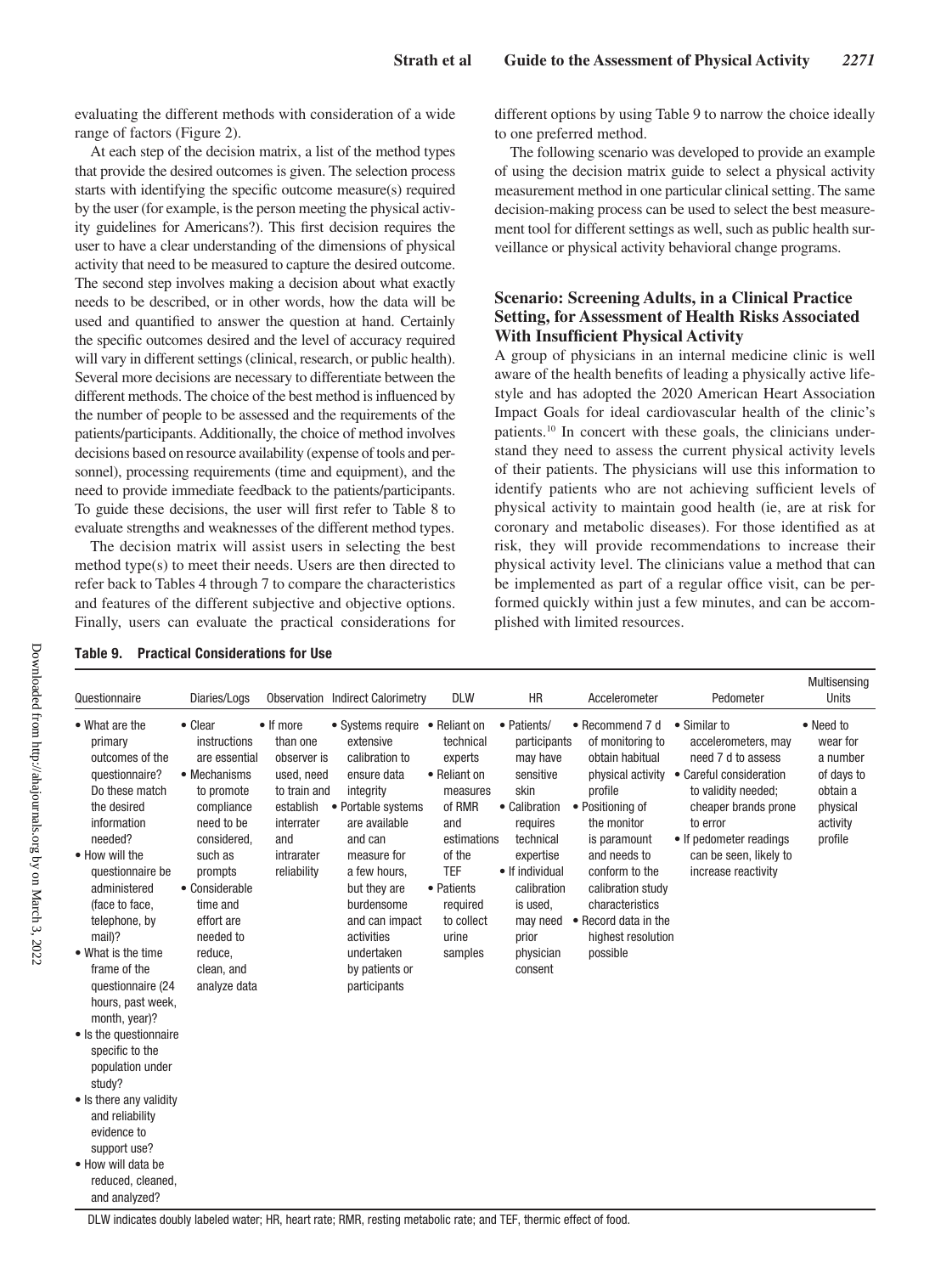evaluating the different methods with consideration of a wide range of factors (Figure 2).

At each step of the decision matrix, a list of the method types that provide the desired outcomes is given. The selection process starts with identifying the specific outcome measure(s) required by the user (for example, is the person meeting the physical activity guidelines for Americans?). This first decision requires the user to have a clear understanding of the dimensions of physical activity that need to be measured to capture the desired outcome. The second step involves making a decision about what exactly needs to be described, or in other words, how the data will be used and quantified to answer the question at hand. Certainly the specific outcomes desired and the level of accuracy required will vary in different settings (clinical, research, or public health). Several more decisions are necessary to differentiate between the different methods. The choice of the best method is influenced by the number of people to be assessed and the requirements of the patients/participants. Additionally, the choice of method involves decisions based on resource availability (expense of tools and personnel), processing requirements (time and equipment), and the need to provide immediate feedback to the patients/participants. To guide these decisions, the user will first refer to Table 8 to evaluate strengths and weaknesses of the different method types.

The decision matrix will assist users in selecting the best method type(s) to meet their needs. Users are then directed to refer back to Tables 4 through 7 to compare the characteristics and features of the different subjective and objective options. Finally, users can evaluate the practical considerations for different options by using Table 9 to narrow the choice ideally to one preferred method.

The following scenario was developed to provide an example of using the decision matrix guide to select a physical activity measurement method in one particular clinical setting. The same decision-making process can be used to select the best measurement tool for different settings as well, such as public health surveillance or physical activity behavioral change programs.

### Scenario: Screening Adults, in a Clinical Practice Setting, for Assessment of Health Risks Associated With Insufficient Physical Activity

A group of physicians in an internal medicine clinic is well aware of the health benefits of leading a physically active lifestyle and has adopted the 2020 American Heart Association Impact Goals for ideal cardiovascular health of the clinic's patients.[10] In concert with these goals, the clinicians understand they need to assess the current physical activity levels of their patients. The physicians will use this information to identify patients who are not achieving sufficient levels of physical activity to maintain good health (ie, are at risk for coronary and metabolic diseases). For those identified as at risk, they will provide recommendations to increase their physical activity level. The clinicians value a method that can be implemented as part of a regular office visit, can be performed quickly within just a few minutes, and can be accomplished with limited resources.

**Table 9. Practical Considerations for Use**

| Questionnaire | Diaries/Logs | Observation | Indirect Calorimetry | DLW | HR | Accelerometer | Pedometer | Multisensing Units |
|---|---|---|---|---|---|---|---|---|
| • What are the primary outcomes of the questionnaire? Do these match the desired information needed?<br>• How will the questionnaire be administered (face to face, telephone, by mail)?<br>• What is the time frame of the questionnaire (24 hours, past week, month, year)?<br>• Is the questionnaire specific to the population under study?<br>• Is there any validity and reliability evidence to support use?<br>• How will data be reduced, cleaned, and analyzed? | • Clear instructions are essential<br>• Mechanisms to promote compliance need to be considered, such as prompts<br>• Considerable time and effort are needed to reduce, clean, and analyze data | • If more than one observer is used, need to train and establish interrater and intrarater reliability | • Systems require extensive calibration to ensure data integrity<br>• Portable systems are available and can measure for a few hours, but they are burdensome and can impact activities undertaken by patients or participants | • Reliant on technical experts<br>• Reliant on measures of RMR and estimations of the TEF<br>• Patients required to collect urine samples | • Patients/participants may have sensitive skin<br>• Calibration requires technical expertise<br>• If individual calibration is used, may need prior physician consent | • Recommend 7 d of monitoring to obtain habitual physical activity profile<br>• Positioning of the monitor is paramount and needs to conform to the calibration study characteristics<br>• Record data in the highest resolution possible | • Similar to accelerometers, may need 7 d to assess<br>• Careful consideration to validity needed; cheaper brands prone to error<br>• If pedometer readings can be seen, likely to increase reactivity | • Need to wear for a number of days to obtain a physical activity profile |

DLW indicates doubly labeled water; HR, heart rate; RMR, resting metabolic rate; and TEF, thermic effect of food.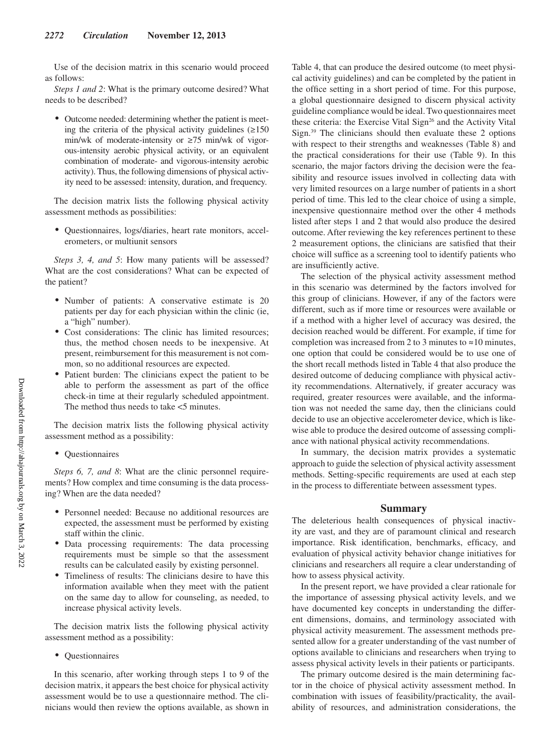Use of the decision matrix in this scenario would proceed as follows:

*Steps 1 and 2*: What is the primary outcome desired? What needs to be described?

- Outcome needed: determining whether the patient is meeting the criteria of the physical activity guidelines (≥150 min/wk of moderate-intensity or ≥75 min/wk of vigorous-intensity aerobic physical activity, or an equivalent combination of moderate- and vigorous-intensity aerobic activity). Thus, the following dimensions of physical activity need to be assessed: intensity, duration, and frequency.

The decision matrix lists the following physical activity assessment methods as possibilities:

- Questionnaires, logs/diaries, heart rate monitors, accelerometers, or multiunit sensors

*Steps 3, 4, and 5*: How many patients will be assessed? What are the cost considerations? What can be expected of the patient?

- Number of patients: A conservative estimate is 20 patients per day for each physician within the clinic (ie, a "high" number).
- Cost considerations: The clinic has limited resources; thus, the method chosen needs to be inexpensive. At present, reimbursement for this measurement is not common, so no additional resources are expected.
- Patient burden: The clinicians expect the patient to be able to perform the assessment as part of the office check-in time at their regularly scheduled appointment. The method thus needs to take <5 minutes.

The decision matrix lists the following physical activity assessment method as a possibility:

- Questionnaires

*Steps 6, 7, and 8*: What are the clinic personnel requirements? How complex and time consuming is the data processing? When are the data needed?

- Personnel needed: Because no additional resources are expected, the assessment must be performed by existing staff within the clinic.
- Data processing requirements: The data processing requirements must be simple so that the assessment results can be calculated easily by existing personnel.
- Timeliness of results: The clinicians desire to have this information available when they meet with the patient on the same day to allow for counseling, as needed, to increase physical activity levels.

The decision matrix lists the following physical activity assessment method as a possibility:

- Questionnaires

In this scenario, after working through steps 1 to 9 of the decision matrix, it appears the best choice for physical activity assessment would be to use a questionnaire method. The clinicians would then review the options available, as shown in Table 4, that can produce the desired outcome (to meet physical activity guidelines) and can be completed by the patient in the office setting in a short period of time. For this purpose, a global questionnaire designed to discern physical activity guideline compliance would be ideal. Two questionnaires meet these criteria: the Exercise Vital Sign[26] and the Activity Vital Sign.[39] The clinicians should then evaluate these 2 options with respect to their strengths and weaknesses (Table 8) and the practical considerations for their use (Table 9). In this scenario, the major factors driving the decision were the feasibility and resource issues involved in collecting data with very limited resources on a large number of patients in a short period of time. This led to the clear choice of using a simple, inexpensive questionnaire method over the other 4 methods listed after steps 1 and 2 that would also produce the desired outcome. After reviewing the key references pertinent to these 2 measurement options, the clinicians are satisfied that their choice will suffice as a screening tool to identify patients who are insufficiently active.

The selection of the physical activity assessment method in this scenario was determined by the factors involved for this group of clinicians. However, if any of the factors were different, such as if more time or resources were available or if a method with a higher level of accuracy was desired, the decision reached would be different. For example, if time for completion was increased from 2 to 3 minutes to ≈10 minutes, one option that could be considered would be to use one of the short recall methods listed in Table 4 that also produce the desired outcome of deducing compliance with physical activity recommendations. Alternatively, if greater accuracy was required, greater resources were available, and the information was not needed the same day, then the clinicians could decide to use an objective accelerometer device, which is likewise able to produce the desired outcome of assessing compliance with national physical activity recommendations.

In summary, the decision matrix provides a systematic approach to guide the selection of physical activity assessment methods. Setting-specific requirements are used at each step in the process to differentiate between assessment types.

## Summary

The deleterious health consequences of physical inactivity are vast, and they are of paramount clinical and research importance. Risk identification, benchmarks, efficacy, and evaluation of physical activity behavior change initiatives for clinicians and researchers all require a clear understanding of how to assess physical activity.

In the present report, we have provided a clear rationale for the importance of assessing physical activity levels, and we have documented key concepts in understanding the different dimensions, domains, and terminology associated with physical activity measurement. The assessment methods presented allow for a greater understanding of the vast number of options available to clinicians and researchers when trying to assess physical activity levels in their patients or participants.

The primary outcome desired is the main determining factor in the choice of physical activity assessment method. In combination with issues of feasibility/practicality, the availability of resources, and administration considerations, the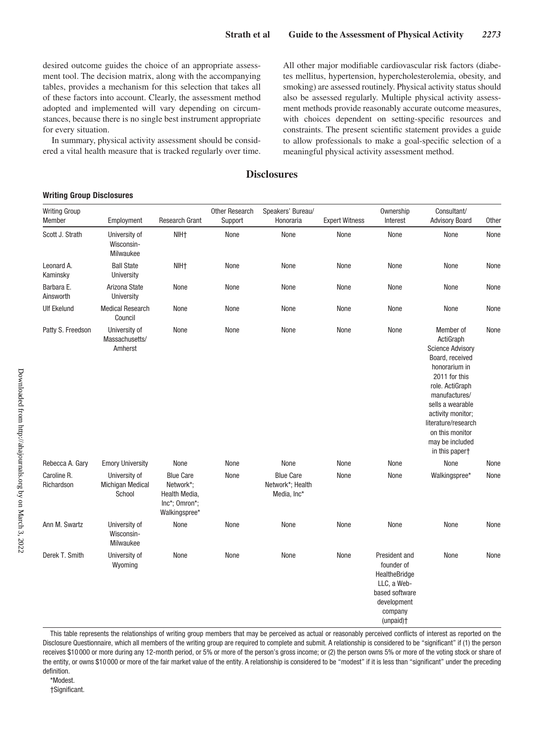desired outcome guides the choice of an appropriate assessment tool. The decision matrix, along with the accompanying tables, provides a mechanism for this selection that takes all of these factors into account. Clearly, the assessment method adopted and implemented will vary depending on circumstances, because there is no single best instrument appropriate for every situation.

In summary, physical activity assessment should be considered a vital health measure that is tracked regularly over time. All other major modifiable cardiovascular risk factors (diabetes mellitus, hypertension, hypercholesterolemia, obesity, and smoking) are assessed routinely. Physical activity status should also be assessed regularly. Multiple physical activity assessment methods provide reasonably accurate outcome measures, with choices dependent on setting-specific resources and constraints. The present scientific statement provides a guide to allow professionals to make a goal-specific selection of a meaningful physical activity assessment method.

## Disclosures

### Writing Group Disclosures

| Writing Group Member | Employment | Research Grant | Other Research Support | Speakers' Bureau/ Honoraria | Expert Witness | Ownership Interest | Consultant/ Advisory Board | Other |
|---|---|---|---|---|---|---|---|---|
| Scott J. Strath | University of Wisconsin-Milwaukee | NIH† | None | None | None | None | None | None |
| Leonard A. Kaminsky | Ball State University | NIH† | None | None | None | None | None | None |
| Barbara E. Ainsworth | Arizona State University | None | None | None | None | None | None | None |
| Ulf Ekelund | Medical Research Council | None | None | None | None | None | None | None |
| Patty S. Freedson | University of Massachusetts/ Amherst | None | None | None | None | None | Member of ActiGraph Science Advisory Board, received honorarium in 2011 for this role. ActiGraph manufactures/ sells a wearable activity monitor; literature/research on this monitor may be included in this paper† | None |
| Rebecca A. Gary | Emory University | None | None | None | None | None | None | None |
| Caroline R. Richardson | University of Michigan Medical School | Blue Care Network*; Health Media, Inc*; Omron*; Walkingspree* | None | Blue Care Network*; Health Media, Inc* | None | None | Walkingspree* | None |
| Ann M. Swartz | University of Wisconsin-Milwaukee | None | None | None | None | None | None | None |
| Derek T. Smith | University of Wyoming | None | None | None | None | President and founder of HealtheBridge LLC, a Web-based software development company (unpaid)† | None | None |

This table represents the relationships of writing group members that may be perceived as actual or reasonably perceived conflicts of interest as reported on the Disclosure Questionnaire, which all members of the writing group are required to complete and submit. A relationship is considered to be "significant" if (1) the person receives $10 000 or more during any 12-month period, or 5% or more of the person's gross income; or (2) the person owns 5% or more of the voting stock or share of the entity, or owns $10 000 or more of the fair market value of the entity. A relationship is considered to be "modest" if it is less than "significant" under the preceding definition.

*Modest.

†Significant.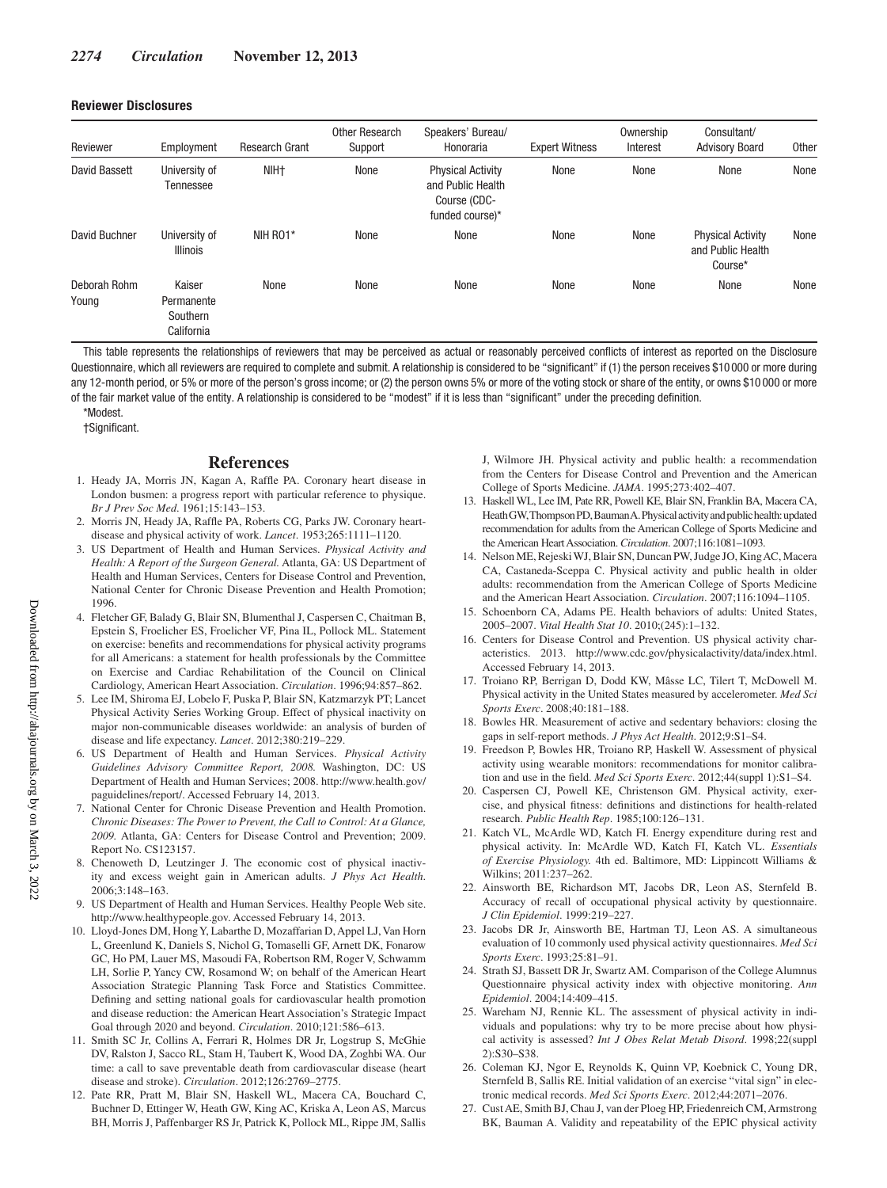**Reviewer Disclosures**

| Reviewer | Employment | Research Grant | Other Research Support | Speakers' Bureau/ Honoraria | Expert Witness | Ownership Interest | Consultant/ Advisory Board | Other |
|---|---|---|---|---|---|---|---|---|
| David Bassett | University of Tennessee | NIH† | None | Physical Activity and Public Health Course (CDC-funded course)* | None | None | None | None |
| David Buchner | University of Illinois | NIH R01* | None | None | None | None | Physical Activity and Public Health Course* | None |
| Deborah Rohm Young | Kaiser Permanente Southern California | None | None | None | None | None | None | None |

This table represents the relationships of reviewers that may be perceived as actual or reasonably perceived conflicts of interest as reported on the Disclosure Questionnaire, which all reviewers are required to complete and submit. A relationship is considered to be "significant" if (1) the person receives $10 000 or more during any 12-month period, or 5% or more of the person's gross income; or (2) the person owns 5% or more of the voting stock or share of the entity, or owns $10 000 or more of the fair market value of the entity. A relationship is considered to be "modest" if it is less than "significant" under the preceding definition.

*Modest.

†Significant.

# References

1. Heady JA, Morris JN, Kagan A, Raffle PA. Coronary heart disease in London busmen: a progress report with particular reference to physique. *Br J Prev Soc Med*. 1961;15:143–153.
2. Morris JN, Heady JA, Raffle PA, Roberts CG, Parks JW. Coronary heart-disease and physical activity of work. *Lancet*. 1953;265:1111–1120.
3. US Department of Health and Human Services. *Physical Activity and Health: A Report of the Surgeon General.* Atlanta, GA: US Department of Health and Human Services, Centers for Disease Control and Prevention, National Center for Chronic Disease Prevention and Health Promotion; 1996.
4. Fletcher GF, Balady G, Blair SN, Blumenthal J, Caspersen C, Chaitman B, Epstein S, Froelicher ES, Froelicher VF, Pina IL, Pollock ML. Statement on exercise: benefits and recommendations for physical activity programs for all Americans: a statement for health professionals by the Committee on Exercise and Cardiac Rehabilitation of the Council on Clinical Cardiology, American Heart Association. *Circulation*. 1996;94:857–862.
5. Lee IM, Shiroma EJ, Lobelo F, Puska P, Blair SN, Katzmarzyk PT; Lancet Physical Activity Series Working Group. Effect of physical inactivity on major non-communicable diseases worldwide: an analysis of burden of disease and life expectancy. *Lancet*. 2012;380:219–229.
6. US Department of Health and Human Services. *Physical Activity Guidelines Advisory Committee Report, 2008.* Washington, DC: US Department of Health and Human Services; 2008. http://www.health.gov/paguidelines/report/. Accessed February 14, 2013.
7. National Center for Chronic Disease Prevention and Health Promotion. *Chronic Diseases: The Power to Prevent, the Call to Control: At a Glance, 2009.* Atlanta, GA: Centers for Disease Control and Prevention; 2009. Report No. CS123157.
8. Chenoweth D, Leutzinger J. The economic cost of physical inactivity and excess weight gain in American adults. *J Phys Act Health*. 2006;3:148–163.
9. US Department of Health and Human Services. Healthy People Web site. http://www.healthypeople.gov. Accessed February 14, 2013.
10. Lloyd-Jones DM, Hong Y, Labarthe D, Mozaffarian D, Appel LJ, Van Horn L, Greenlund K, Daniels S, Nichol G, Tomaselli GF, Arnett DK, Fonarow GC, Ho PM, Lauer MS, Masoudi FA, Robertson RM, Roger V, Schwamm LH, Sorlie P, Yancy CW, Rosamond W; on behalf of the American Heart Association Strategic Planning Task Force and Statistics Committee. Defining and setting national goals for cardiovascular health promotion and disease reduction: the American Heart Association's Strategic Impact Goal through 2020 and beyond. *Circulation*. 2010;121:586–613.
11. Smith SC Jr, Collins A, Ferrari R, Holmes DR Jr, Logstrup S, McGhie DV, Ralston J, Sacco RL, Stam H, Taubert K, Wood DA, Zoghbi WA. Our time: a call to save preventable death from cardiovascular disease (heart disease and stroke). *Circulation*. 2012;126:2769–2775.
12. Pate RR, Pratt M, Blair SN, Haskell WL, Macera CA, Bouchard C, Buchner D, Ettinger W, Heath GW, King AC, Kriska A, Leon AS, Marcus BH, Morris J, Paffenbarger RS Jr, Patrick K, Pollock ML, Rippe JM, Sallis J, Wilmore JH. Physical activity and public health: a recommendation from the Centers for Disease Control and Prevention and the American College of Sports Medicine. *JAMA*. 1995;273:402–407.
13. Haskell WL, Lee IM, Pate RR, Powell KE, Blair SN, Franklin BA, Macera CA, Heath GW, Thompson PD, Bauman A. Physical activity and public health: updated recommendation for adults from the American College of Sports Medicine and the American Heart Association. *Circulation*. 2007;116:1081–1093.
14. Nelson ME, Rejeski WJ, Blair SN, Duncan PW, Judge JO, King AC, Macera CA, Castaneda-Sceppa C. Physical activity and public health in older adults: recommendation from the American College of Sports Medicine and the American Heart Association. *Circulation*. 2007;116:1094–1105.
15. Schoenborn CA, Adams PE. Health behaviors of adults: United States, 2005–2007. *Vital Health Stat 10*. 2010;(245):1–132.
16. Centers for Disease Control and Prevention. US physical activity characteristics. 2013. http://www.cdc.gov/physicalactivity/data/index.html. Accessed February 14, 2013.
17. Troiano RP, Berrigan D, Dodd KW, Mâsse LC, Tilert T, McDowell M. Physical activity in the United States measured by accelerometer. *Med Sci Sports Exerc*. 2008;40:181–188.
18. Bowles HR. Measurement of active and sedentary behaviors: closing the gaps in self-report methods. *J Phys Act Health*. 2012;9:S1–S4.
19. Freedson P, Bowles HR, Troiano RP, Haskell W. Assessment of physical activity using wearable monitors: recommendations for monitor calibration and use in the field. *Med Sci Sports Exerc*. 2012;44(suppl 1):S1–S4.
20. Caspersen CJ, Powell KE, Christenson GM. Physical activity, exercise, and physical fitness: definitions and distinctions for health-related research. *Public Health Rep*. 1985;100:126–131.
21. Katch VL, McArdle WD, Katch FI. Energy expenditure during rest and physical activity. In: McArdle WD, Katch FI, Katch VL. *Essentials of Exercise Physiology.* 4th ed. Baltimore, MD: Lippincott Williams & Wilkins; 2011:237–262.
22. Ainsworth BE, Richardson MT, Jacobs DR, Leon AS, Sternfeld B. Accuracy of recall of occupational physical activity by questionnaire. *J Clin Epidemiol*. 1999:219–227.
23. Jacobs DR Jr, Ainsworth BE, Hartman TJ, Leon AS. A simultaneous evaluation of 10 commonly used physical activity questionnaires. *Med Sci Sports Exerc*. 1993;25:81–91.
24. Strath SJ, Bassett DR Jr, Swartz AM. Comparison of the College Alumnus Questionnaire physical activity index with objective monitoring. *Ann Epidemiol*. 2004;14:409–415.
25. Wareham NJ, Rennie KL. The assessment of physical activity in individuals and populations: why try to be more precise about how physical activity is assessed? *Int J Obes Relat Metab Disord*. 1998;22(suppl 2):S30–S38.
26. Coleman KJ, Ngor E, Reynolds K, Quinn VP, Koebnick C, Young DR, Sternfeld B, Sallis RE. Initial validation of an exercise "vital sign" in electronic medical records. *Med Sci Sports Exerc*. 2012;44:2071–2076.
27. Cust AE, Smith BJ, Chau J, van der Ploeg HP, Friedenreich CM, Armstrong BK, Bauman A. Validity and repeatability of the EPIC physical activity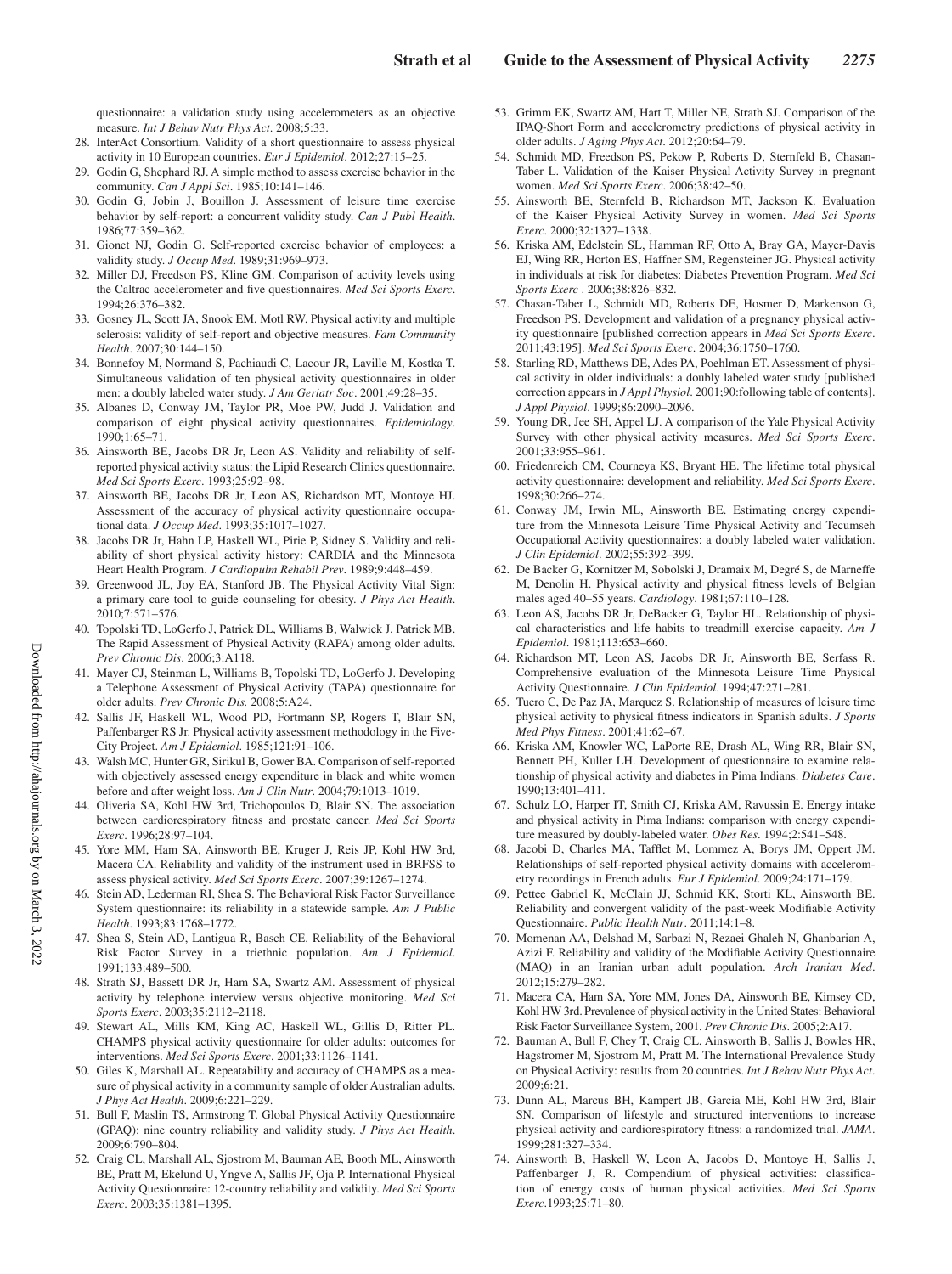questionnaire: a validation study using accelerometers as an objective measure. *Int J Behav Nutr Phys Act*. 2008;5:33.

28. InterAct Consortium. Validity of a short questionnaire to assess physical activity in 10 European countries. *Eur J Epidemiol*. 2012;27:15–25.
29. Godin G, Shephard RJ. A simple method to assess exercise behavior in the community. *Can J Appl Sci*. 1985;10:141–146.
30. Godin G, Jobin J, Bouillon J. Assessment of leisure time exercise behavior by self-report: a concurrent validity study. *Can J Publ Health*. 1986;77:359–362.
31. Gionet NJ, Godin G. Self-reported exercise behavior of employees: a validity study. *J Occup Med*. 1989;31:969–973.
32. Miller DJ, Freedson PS, Kline GM. Comparison of activity levels using the Caltrac accelerometer and five questionnaires. *Med Sci Sports Exerc*. 1994;26:376–382.
33. Gosney JL, Scott JA, Snook EM, Motl RW. Physical activity and multiple sclerosis: validity of self-report and objective measures. *Fam Community Health*. 2007;30:144–150.
34. Bonnefoy M, Normand S, Pachiaudi C, Lacour JR, Laville M, Kostka T. Simultaneous validation of ten physical activity questionnaires in older men: a doubly labeled water study. *J Am Geriatr Soc*. 2001;49:28–35.
35. Albanes D, Conway JM, Taylor PR, Moe PW, Judd J. Validation and comparison of eight physical activity questionnaires. *Epidemiology*. 1990;1:65–71.
36. Ainsworth BE, Jacobs DR Jr, Leon AS. Validity and reliability of self-reported physical activity status: the Lipid Research Clinics questionnaire. *Med Sci Sports Exerc*. 1993;25:92–98.
37. Ainsworth BE, Jacobs DR Jr, Leon AS, Richardson MT, Montoye HJ. Assessment of the accuracy of physical activity questionnaire occupational data. *J Occup Med*. 1993;35:1017–1027.
38. Jacobs DR Jr, Hahn LP, Haskell WL, Pirie P, Sidney S. Validity and reliability of short physical activity history: CARDIA and the Minnesota Heart Health Program. *J Cardiopulm Rehabil Prev*. 1989;9:448–459.
39. Greenwood JL, Joy EA, Stanford JB. The Physical Activity Vital Sign: a primary care tool to guide counseling for obesity. *J Phys Act Health*. 2010;7:571–576.
40. Topolski TD, LoGerfo J, Patrick DL, Williams B, Walwick J, Patrick MB. The Rapid Assessment of Physical Activity (RAPA) among older adults. *Prev Chronic Dis*. 2006;3:A118.
41. Mayer CJ, Steinman L, Williams B, Topolski TD, LoGerfo J. Developing a Telephone Assessment of Physical Activity (TAPA) questionnaire for older adults. *Prev Chronic Dis.* 2008;5:A24.
42. Sallis JF, Haskell WL, Wood PD, Fortmann SP, Rogers T, Blair SN, Paffenbarger RS Jr. Physical activity assessment methodology in the Five-City Project. *Am J Epidemiol*. 1985;121:91–106.
43. Walsh MC, Hunter GR, Sirikul B, Gower BA. Comparison of self-reported with objectively assessed energy expenditure in black and white women before and after weight loss. *Am J Clin Nutr*. 2004;79:1013–1019.
44. Oliveria SA, Kohl HW 3rd, Trichopoulos D, Blair SN. The association between cardiorespiratory fitness and prostate cancer. *Med Sci Sports Exerc*. 1996;28:97–104.
45. Yore MM, Ham SA, Ainsworth BE, Kruger J, Reis JP, Kohl HW 3rd, Macera CA. Reliability and validity of the instrument used in BRFSS to assess physical activity. *Med Sci Sports Exerc*. 2007;39:1267–1274.
46. Stein AD, Lederman RI, Shea S. The Behavioral Risk Factor Surveillance System questionnaire: its reliability in a statewide sample. *Am J Public Health*. 1993;83:1768–1772.
47. Shea S, Stein AD, Lantigua R, Basch CE. Reliability of the Behavioral Risk Factor Survey in a triethnic population. *Am J Epidemiol*. 1991;133:489–500.
48. Strath SJ, Bassett DR Jr, Ham SA, Swartz AM. Assessment of physical activity by telephone interview versus objective monitoring. *Med Sci Sports Exerc*. 2003;35:2112–2118.
49. Stewart AL, Mills KM, King AC, Haskell WL, Gillis D, Ritter PL. CHAMPS physical activity questionnaire for older adults: outcomes for interventions. *Med Sci Sports Exerc*. 2001;33:1126–1141.
50. Giles K, Marshall AL. Repeatability and accuracy of CHAMPS as a measure of physical activity in a community sample of older Australian adults. *J Phys Act Health*. 2009;6:221–229.
51. Bull F, Maslin TS, Armstrong T. Global Physical Activity Questionnaire (GPAQ): nine country reliability and validity study. *J Phys Act Health*. 2009;6:790–804.
52. Craig CL, Marshall AL, Sjostrom M, Bauman AE, Booth ML, Ainsworth BE, Pratt M, Ekelund U, Yngve A, Sallis JF, Oja P. International Physical Activity Questionnaire: 12-country reliability and validity. *Med Sci Sports Exerc*. 2003;35:1381–1395.
53. Grimm EK, Swartz AM, Hart T, Miller NE, Strath SJ. Comparison of the IPAQ-Short Form and accelerometry predictions of physical activity in older adults. *J Aging Phys Act*. 2012;20:64–79.
54. Schmidt MD, Freedson PS, Pekow P, Roberts D, Sternfeld B, Chasan-Taber L. Validation of the Kaiser Physical Activity Survey in pregnant women. *Med Sci Sports Exerc*. 2006;38:42–50.
55. Ainsworth BE, Sternfeld B, Richardson MT, Jackson K. Evaluation of the Kaiser Physical Activity Survey in women. *Med Sci Sports Exerc*. 2000;32:1327–1338.
56. Kriska AM, Edelstein SL, Hamman RF, Otto A, Bray GA, Mayer-Davis EJ, Wing RR, Horton ES, Haffner SM, Regensteiner JG. Physical activity in individuals at risk for diabetes: Diabetes Prevention Program. *Med Sci Sports Exerc* . 2006;38:826–832.
57. Chasan-Taber L, Schmidt MD, Roberts DE, Hosmer D, Markenson G, Freedson PS. Development and validation of a pregnancy physical activity questionnaire [published correction appears in *Med Sci Sports Exerc*. 2011;43:195]. *Med Sci Sports Exerc*. 2004;36:1750–1760.
58. Starling RD, Matthews DE, Ades PA, Poehlman ET. Assessment of physical activity in older individuals: a doubly labeled water study [published correction appears in *J Appl Physiol*. 2001;90:following table of contents]. *J Appl Physiol*. 1999;86:2090–2096.
59. Young DR, Jee SH, Appel LJ. A comparison of the Yale Physical Activity Survey with other physical activity measures. *Med Sci Sports Exerc*. 2001;33:955–961.
60. Friedenreich CM, Courneya KS, Bryant HE. The lifetime total physical activity questionnaire: development and reliability. *Med Sci Sports Exerc*. 1998;30:266–274.
61. Conway JM, Irwin ML, Ainsworth BE. Estimating energy expenditure from the Minnesota Leisure Time Physical Activity and Tecumseh Occupational Activity questionnaires: a doubly labeled water validation. *J Clin Epidemiol*. 2002;55:392–399.
62. De Backer G, Kornitzer M, Sobolski J, Dramaix M, Degré S, de Marneffe M, Denolin H. Physical activity and physical fitness levels of Belgian males aged 40–55 years. *Cardiology*. 1981;67:110–128.
63. Leon AS, Jacobs DR Jr, DeBacker G, Taylor HL. Relationship of physical characteristics and life habits to treadmill exercise capacity. *Am J Epidemiol*. 1981;113:653–660.
64. Richardson MT, Leon AS, Jacobs DR Jr, Ainsworth BE, Serfass R. Comprehensive evaluation of the Minnesota Leisure Time Physical Activity Questionnaire. *J Clin Epidemiol*. 1994;47:271–281.
65. Tuero C, De Paz JA, Marquez S. Relationship of measures of leisure time physical activity to physical fitness indicators in Spanish adults. *J Sports Med Phys Fitness*. 2001;41:62–67.
66. Kriska AM, Knowler WC, LaPorte RE, Drash AL, Wing RR, Blair SN, Bennett PH, Kuller LH. Development of questionnaire to examine relationship of physical activity and diabetes in Pima Indians. *Diabetes Care*. 1990;13:401–411.
67. Schulz LO, Harper IT, Smith CJ, Kriska AM, Ravussin E. Energy intake and physical activity in Pima Indians: comparison with energy expenditure measured by doubly-labeled water. *Obes Res*. 1994;2:541–548.
68. Jacobi D, Charles MA, Tafflet M, Lommez A, Borys JM, Oppert JM. Relationships of self-reported physical activity domains with accelerometry recordings in French adults. *Eur J Epidemiol*. 2009;24:171–179.
69. Pettee Gabriel K, McClain JJ, Schmid KK, Storti KL, Ainsworth BE. Reliability and convergent validity of the past-week Modifiable Activity Questionnaire. *Public Health Nutr*. 2011;14:1–8.
70. Momenan AA, Delshad M, Sarbazi N, Rezaei Ghaleh N, Ghanbarian A, Azizi F. Reliability and validity of the Modifiable Activity Questionnaire (MAQ) in an Iranian urban adult population. *Arch Iranian Med*. 2012;15:279–282.
71. Macera CA, Ham SA, Yore MM, Jones DA, Ainsworth BE, Kimsey CD, Kohl HW 3rd. Prevalence of physical activity in the United States: Behavioral Risk Factor Surveillance System, 2001. *Prev Chronic Dis*. 2005;2:A17.
72. Bauman A, Bull F, Chey T, Craig CL, Ainsworth B, Sallis J, Bowles HR, Hagstromer M, Sjostrom M, Pratt M. The International Prevalence Study on Physical Activity: results from 20 countries. *Int J Behav Nutr Phys Act*. 2009;6:21.
73. Dunn AL, Marcus BH, Kampert JB, Garcia ME, Kohl HW 3rd, Blair SN. Comparison of lifestyle and structured interventions to increase physical activity and cardiorespiratory fitness: a randomized trial. *JAMA*. 1999;281:327–334.
74. Ainsworth B, Haskell W, Leon A, Jacobs D, Montoye H, Sallis J, Paffenbarger J, R. Compendium of physical activities: classification of energy costs of human physical activities. *Med Sci Sports Exerc*.1993;25:71–80.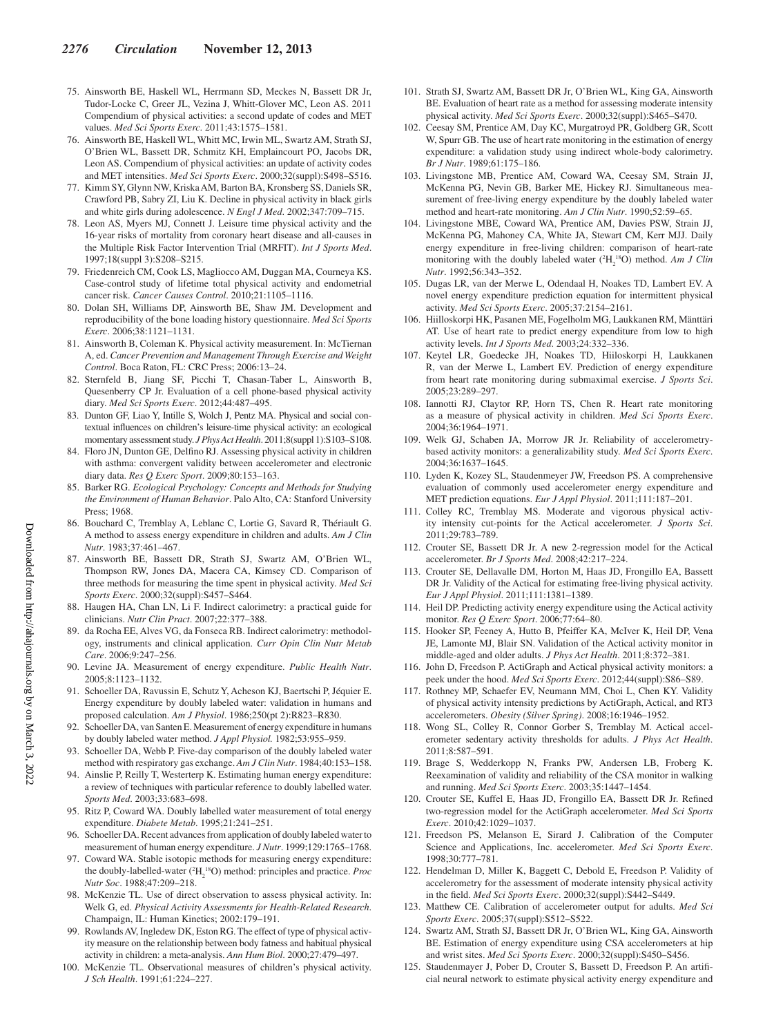75. Ainsworth BE, Haskell WL, Herrmann SD, Meckes N, Bassett DR Jr, Tudor-Locke C, Greer JL, Vezina J, Whitt-Glover MC, Leon AS. 2011 Compendium of physical activities: a second update of codes and MET values. *Med Sci Sports Exerc*. 2011;43:1575–1581.
76. Ainsworth BE, Haskell WL, Whitt MC, Irwin ML, Swartz AM, Strath SJ, O'Brien WL, Bassett DR, Schmitz KH, Emplaincourt PO, Jacobs DR, Leon AS. Compendium of physical activities: an update of activity codes and MET intensities. *Med Sci Sports Exerc*. 2000;32(suppl):S498–S516.
77. Kimm SY, Glynn NW, Kriska AM, Barton BA, Kronsberg SS, Daniels SR, Crawford PB, Sabry ZI, Liu K. Decline in physical activity in black girls and white girls during adolescence. *N Engl J Med*. 2002;347:709–715.
78. Leon AS, Myers MJ, Connett J. Leisure time physical activity and the 16-year risks of mortality from coronary heart disease and all-causes in the Multiple Risk Factor Intervention Trial (MRFIT). *Int J Sports Med*. 1997;18(suppl 3):S208–S215.
79. Friedenreich CM, Cook LS, Magliocco AM, Duggan MA, Courneya KS. Case-control study of lifetime total physical activity and endometrial cancer risk. *Cancer Causes Control*. 2010;21:1105–1116.
80. Dolan SH, Williams DP, Ainsworth BE, Shaw JM. Development and reproducibility of the bone loading history questionnaire. *Med Sci Sports Exerc*. 2006;38:1121–1131.
81. Ainsworth B, Coleman K. Physical activity measurement. In: McTiernan A, ed. *Cancer Prevention and Management Through Exercise and Weight Control*. Boca Raton, FL: CRC Press; 2006:13–24.
82. Sternfeld B, Jiang SF, Picchi T, Chasan-Taber L, Ainsworth B, Quesenberry CP Jr. Evaluation of a cell phone-based physical activity diary. *Med Sci Sports Exerc*. 2012;44:487–495.
83. Dunton GF, Liao Y, Intille S, Wolch J, Pentz MA. Physical and social contextual influences on children's leisure-time physical activity: an ecological momentary assessment study. *J Phys Act Health*. 2011;8(suppl 1):S103–S108.
84. Floro JN, Dunton GE, Delfino RJ. Assessing physical activity in children with asthma: convergent validity between accelerometer and electronic diary data. *Res Q Exerc Sport*. 2009;80:153–163.
85. Barker RG. *Ecological Psychology: Concepts and Methods for Studying the Environment of Human Behavior*. Palo Alto, CA: Stanford University Press; 1968.
86. Bouchard C, Tremblay A, Leblanc C, Lortie G, Savard R, Thériault G. A method to assess energy expenditure in children and adults. *Am J Clin Nutr*. 1983;37:461–467.
87. Ainsworth BE, Bassett DR, Strath SJ, Swartz AM, O'Brien WL, Thompson RW, Jones DA, Macera CA, Kimsey CD. Comparison of three methods for measuring the time spent in physical activity. *Med Sci Sports Exerc*. 2000;32(suppl):S457–S464.
88. Haugen HA, Chan LN, Li F. Indirect calorimetry: a practical guide for clinicians. *Nutr Clin Pract*. 2007;22:377–388.
89. da Rocha EE, Alves VG, da Fonseca RB. Indirect calorimetry: methodology, instruments and clinical application. *Curr Opin Clin Nutr Metab Care*. 2006;9:247–256.
90. Levine JA. Measurement of energy expenditure. *Public Health Nutr*. 2005;8:1123–1132.
91. Schoeller DA, Ravussin E, Schutz Y, Acheson KJ, Baertschi P, Jéquier E. Energy expenditure by doubly labeled water: validation in humans and proposed calculation. *Am J Physiol*. 1986;250(pt 2):R823–R830.
92. Schoeller DA, van Santen E. Measurement of energy expenditure in humans by doubly labeled water method. *J Appl Physiol.* 1982;53:955–959.
93. Schoeller DA, Webb P. Five-day comparison of the doubly labeled water method with respiratory gas exchange. *Am J Clin Nutr*. 1984;40:153–158.
94. Ainslie P, Reilly T, Westerterp K. Estimating human energy expenditure: a review of techniques with particular reference to doubly labelled water. *Sports Med*. 2003;33:683–698.
95. Ritz P, Coward WA. Doubly labelled water measurement of total energy expenditure. *Diabete Metab*. 1995;21:241–251.
96. Schoeller DA. Recent advances from application of doubly labeled water to measurement of human energy expenditure. *J Nutr*. 1999;129:1765–1768.
97. Coward WA. Stable isotopic methods for measuring energy expenditure: the doubly-labelled-water ($^2H_2{}^{18}O$) method: principles and practice. *Proc Nutr Soc*. 1988;47:209–218.
98. McKenzie TL. Use of direct observation to assess physical activity. In: Welk G, ed. *Physical Activity Assessments for Health-Related Research*. Champaign, IL: Human Kinetics; 2002:179–191.
99. Rowlands AV, Ingledew DK, Eston RG. The effect of type of physical activity measure on the relationship between body fatness and habitual physical activity in children: a meta-analysis. *Ann Hum Biol*. 2000;27:479–497.
100. McKenzie TL. Observational measures of children's physical activity. *J Sch Health*. 1991;61:224–227.
101. Strath SJ, Swartz AM, Bassett DR Jr, O'Brien WL, King GA, Ainsworth BE. Evaluation of heart rate as a method for assessing moderate intensity physical activity. *Med Sci Sports Exerc*. 2000;32(suppl):S465–S470.
102. Ceesay SM, Prentice AM, Day KC, Murgatroyd PR, Goldberg GR, Scott W, Spurr GB. The use of heart rate monitoring in the estimation of energy expenditure: a validation study using indirect whole-body calorimetry. *Br J Nutr*. 1989;61:175–186.
103. Livingstone MB, Prentice AM, Coward WA, Ceesay SM, Strain JJ, McKenna PG, Nevin GB, Barker ME, Hickey RJ. Simultaneous measurement of free-living energy expenditure by the doubly labeled water method and heart-rate monitoring. *Am J Clin Nutr*. 1990;52:59–65.
104. Livingstone MBE, Coward WA, Prentice AM, Davies PSW, Strain JJ, McKenna PG, Mahoney CA, White JA, Stewart CM, Kerr MJJ. Daily energy expenditure in free-living children: comparison of heart-rate monitoring with the doubly labeled water ($^2H_2{}^{18}O$) method. *Am J Clin Nutr*. 1992;56:343–352.
105. Dugas LR, van der Merwe L, Odendaal H, Noakes TD, Lambert EV. A novel energy expenditure prediction equation for intermittent physical activity. *Med Sci Sports Exerc*. 2005;37:2154–2161.
106. Hiilloskorpi HK, Pasanen ME, Fogelholm MG, Laukkanen RM, Mänttäri AT. Use of heart rate to predict energy expenditure from low to high activity levels. *Int J Sports Med*. 2003;24:332–336.
107. Keytel LR, Goedecke JH, Noakes TD, Hiiloskorpi H, Laukkanen R, van der Merwe L, Lambert EV. Prediction of energy expenditure from heart rate monitoring during submaximal exercise. *J Sports Sci*. 2005;23:289–297.
108. Iannotti RJ, Claytor RP, Horn TS, Chen R. Heart rate monitoring as a measure of physical activity in children. *Med Sci Sports Exerc*. 2004;36:1964–1971.
109. Welk GJ, Schaben JA, Morrow JR Jr. Reliability of accelerometry-based activity monitors: a generalizability study. *Med Sci Sports Exerc*. 2004;36:1637–1645.
110. Lyden K, Kozey SL, Staudenmeyer JW, Freedson PS. A comprehensive evaluation of commonly used accelerometer energy expenditure and MET prediction equations. *Eur J Appl Physiol*. 2011;111:187–201.
111. Colley RC, Tremblay MS. Moderate and vigorous physical activity intensity cut-points for the Actical accelerometer. *J Sports Sci*. 2011;29:783–789.
112. Crouter SE, Bassett DR Jr. A new 2-regression model for the Actical accelerometer. *Br J Sports Med*. 2008;42:217–224.
113. Crouter SE, Dellavalle DM, Horton M, Haas JD, Frongillo EA, Bassett DR Jr. Validity of the Actical for estimating free-living physical activity. *Eur J Appl Physiol*. 2011;111:1381–1389.
114. Heil DP. Predicting activity energy expenditure using the Actical activity monitor. *Res Q Exerc Sport*. 2006;77:64–80.
115. Hooker SP, Feeney A, Hutto B, Pfeiffer KA, McIver K, Heil DP, Vena JE, Lamonte MJ, Blair SN. Validation of the Actical activity monitor in middle-aged and older adults. *J Phys Act Health*. 2011;8:372–381.
116. John D, Freedson P. ActiGraph and Actical physical activity monitors: a peek under the hood. *Med Sci Sports Exerc*. 2012;44(suppl):S86–S89.
117. Rothney MP, Schaefer EV, Neumann MM, Choi L, Chen KY. Validity of physical activity intensity predictions by ActiGraph, Actical, and RT3 accelerometers. *Obesity (Silver Spring)*. 2008;16:1946–1952.
118. Wong SL, Colley R, Connor Gorber S, Tremblay M. Actical accelerometer sedentary activity thresholds for adults. *J Phys Act Health*. 2011;8:587–591.
119. Brage S, Wedderkopp N, Franks PW, Andersen LB, Froberg K. Reexamination of validity and reliability of the CSA monitor in walking and running. *Med Sci Sports Exerc*. 2003;35:1447–1454.
120. Crouter SE, Kuffel E, Haas JD, Frongillo EA, Bassett DR Jr. Refined two-regression model for the ActiGraph accelerometer. *Med Sci Sports Exerc*. 2010;42:1029–1037.
121. Freedson PS, Melanson E, Sirard J. Calibration of the Computer Science and Applications, Inc. accelerometer. *Med Sci Sports Exerc*. 1998;30:777–781.
122. Hendelman D, Miller K, Baggett C, Debold E, Freedson P. Validity of accelerometry for the assessment of moderate intensity physical activity in the field. *Med Sci Sports Exerc*. 2000;32(suppl):S442–S449.
123. Matthew CE. Calibration of accelerometer output for adults. *Med Sci Sports Exerc*. 2005;37(suppl):S512–S522.
124. Swartz AM, Strath SJ, Bassett DR Jr, O'Brien WL, King GA, Ainsworth BE. Estimation of energy expenditure using CSA accelerometers at hip and wrist sites. *Med Sci Sports Exerc*. 2000;32(suppl):S450–S456.
125. Staudenmayer J, Pober D, Crouter S, Bassett D, Freedson P. An artificial neural network to estimate physical activity energy expenditure and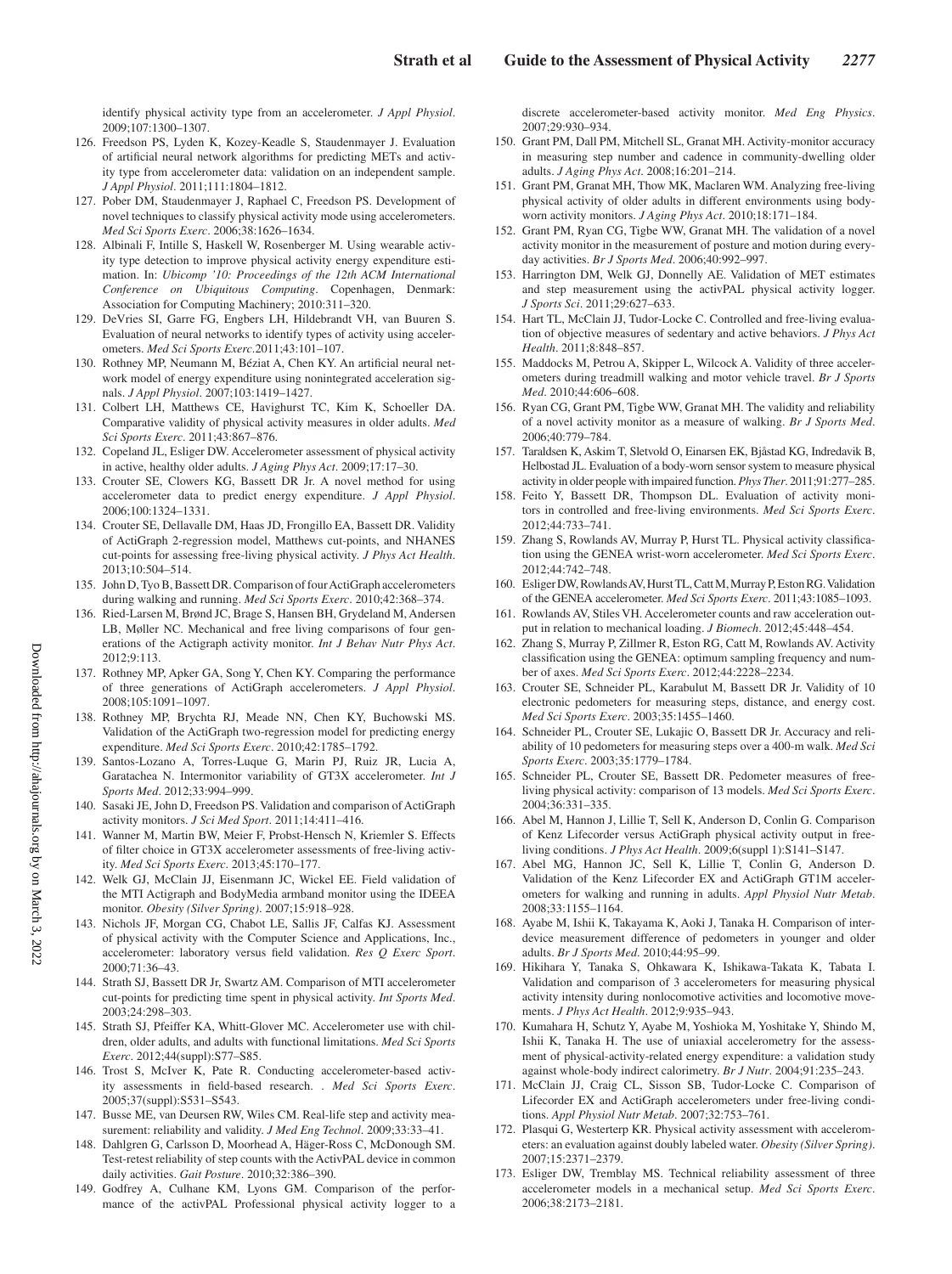identify physical activity type from an accelerometer. *J Appl Physiol*. 2009;107:1300–1307.

126. Freedson PS, Lyden K, Kozey-Keadle S, Staudenmayer J. Evaluation of artificial neural network algorithms for predicting METs and activity type from accelerometer data: validation on an independent sample. *J Appl Physiol*. 2011;111:1804–1812.
127. Pober DM, Staudenmayer J, Raphael C, Freedson PS. Development of novel techniques to classify physical activity mode using accelerometers. *Med Sci Sports Exerc*. 2006;38:1626–1634.
128. Albinali F, Intille S, Haskell W, Rosenberger M. Using wearable activity type detection to improve physical activity energy expenditure estimation. In: *Ubicomp '10: Proceedings of the 12th ACM International Conference on Ubiquitous Computing*. Copenhagen, Denmark: Association for Computing Machinery; 2010:311–320.
129. DeVries SI, Garre FG, Engbers LH, Hildebrandt VH, van Buuren S. Evaluation of neural networks to identify types of activity using accelerometers. *Med Sci Sports Exerc*.2011;43:101–107.
130. Rothney MP, Neumann M, Béziat A, Chen KY. An artificial neural network model of energy expenditure using nonintegrated acceleration signals. *J Appl Physiol*. 2007;103:1419–1427.
131. Colbert LH, Matthews CE, Havighurst TC, Kim K, Schoeller DA. Comparative validity of physical activity measures in older adults. *Med Sci Sports Exerc*. 2011;43:867–876.
132. Copeland JL, Esliger DW. Accelerometer assessment of physical activity in active, healthy older adults. *J Aging Phys Act*. 2009;17:17–30.
133. Crouter SE, Clowers KG, Bassett DR Jr. A novel method for using accelerometer data to predict energy expenditure. *J Appl Physiol*. 2006;100:1324–1331.
134. Crouter SE, Dellavalle DM, Haas JD, Frongillo EA, Bassett DR. Validity of ActiGraph 2-regression model, Matthews cut-points, and NHANES cut-points for assessing free-living physical activity. *J Phys Act Health*. 2013;10:504–514.
135. John D, Tyo B, Bassett DR. Comparison of four ActiGraph accelerometers during walking and running. *Med Sci Sports Exerc*. 2010;42:368–374.
136. Ried-Larsen M, Brønd JC, Brage S, Hansen BH, Grydeland M, Andersen LB, Møller NC. Mechanical and free living comparisons of four generations of the Actigraph activity monitor. *Int J Behav Nutr Phys Act*. 2012;9:113.
137. Rothney MP, Apker GA, Song Y, Chen KY. Comparing the performance of three generations of ActiGraph accelerometers. *J Appl Physiol*. 2008;105:1091–1097.
138. Rothney MP, Brychta RJ, Meade NN, Chen KY, Buchowski MS. Validation of the ActiGraph two-regression model for predicting energy expenditure. *Med Sci Sports Exerc*. 2010;42:1785–1792.
139. Santos-Lozano A, Torres-Luque G, Marin PJ, Ruiz JR, Lucia A, Garatachea N. Intermonitor variability of GT3X accelerometer. *Int J Sports Med*. 2012;33:994–999.
140. Sasaki JE, John D, Freedson PS. Validation and comparison of ActiGraph activity monitors. *J Sci Med Sport*. 2011;14:411–416.
141. Wanner M, Martin BW, Meier F, Probst-Hensch N, Kriemler S. Effects of filter choice in GT3X accelerometer assessments of free-living activity. *Med Sci Sports Exerc*. 2013;45:170–177.
142. Welk GJ, McClain JJ, Eisenmann JC, Wickel EE. Field validation of the MTI Actigraph and BodyMedia armband monitor using the IDEEA monitor. *Obesity (Silver Spring)*. 2007;15:918–928.
143. Nichols JF, Morgan CG, Chabot LE, Sallis JF, Calfas KJ. Assessment of physical activity with the Computer Science and Applications, Inc., accelerometer: laboratory versus field validation. *Res Q Exerc Sport*. 2000;71:36–43.
144. Strath SJ, Bassett DR Jr, Swartz AM. Comparison of MTI accelerometer cut-points for predicting time spent in physical activity. *Int Sports Med*. 2003;24:298–303.
145. Strath SJ, Pfeiffer KA, Whitt-Glover MC. Accelerometer use with children, older adults, and adults with functional limitations. *Med Sci Sports Exerc*. 2012;44(suppl):S77–S85.
146. Trost S, McIver K, Pate R. Conducting accelerometer-based activity assessments in field-based research. . *Med Sci Sports Exerc*. 2005;37(suppl):S531–S543.
147. Busse ME, van Deursen RW, Wiles CM. Real-life step and activity measurement: reliability and validity. *J Med Eng Technol*. 2009;33:33–41.
148. Dahlgren G, Carlsson D, Moorhead A, Häger-Ross C, McDonough SM. Test-retest reliability of step counts with the ActivPAL device in common daily activities. *Gait Posture*. 2010;32:386–390.
149. Godfrey A, Culhane KM, Lyons GM. Comparison of the performance of the activPAL Professional physical activity logger to a discrete accelerometer-based activity monitor. *Med Eng Physics*. 2007;29:930–934.
150. Grant PM, Dall PM, Mitchell SL, Granat MH. Activity-monitor accuracy in measuring step number and cadence in community-dwelling older adults. *J Aging Phys Act*. 2008;16:201–214.
151. Grant PM, Granat MH, Thow MK, Maclaren WM. Analyzing free-living physical activity of older adults in different environments using body-worn activity monitors. *J Aging Phys Act*. 2010;18:171–184.
152. Grant PM, Ryan CG, Tigbe WW, Granat MH. The validation of a novel activity monitor in the measurement of posture and motion during everyday activities. *Br J Sports Med*. 2006;40:992–997.
153. Harrington DM, Welk GJ, Donnelly AE. Validation of MET estimates and step measurement using the activPAL physical activity logger. *J Sports Sci*. 2011;29:627–633.
154. Hart TL, McClain JJ, Tudor-Locke C. Controlled and free-living evaluation of objective measures of sedentary and active behaviors. *J Phys Act Health*. 2011;8:848–857.
155. Maddocks M, Petrou A, Skipper L, Wilcock A. Validity of three accelerometers during treadmill walking and motor vehicle travel. *Br J Sports Med*. 2010;44:606–608.
156. Ryan CG, Grant PM, Tigbe WW, Granat MH. The validity and reliability of a novel activity monitor as a measure of walking. *Br J Sports Med*. 2006;40:779–784.
157. Taraldsen K, Askim T, Sletvold O, Einarsen EK, Bjåstad KG, Indredavik B, Helbostad JL. Evaluation of a body-worn sensor system to measure physical activity in older people with impaired function. *Phys Ther*. 2011;91:277–285.
158. Feito Y, Bassett DR, Thompson DL. Evaluation of activity monitors in controlled and free-living environments. *Med Sci Sports Exerc*. 2012;44:733–741.
159. Zhang S, Rowlands AV, Murray P, Hurst TL. Physical activity classification using the GENEA wrist-worn accelerometer. *Med Sci Sports Exerc*. 2012;44:742–748.
160. Esliger DW, Rowlands AV, Hurst TL, Catt M, Murray P, Eston RG. Validation of the GENEA accelerometer. *Med Sci Sports Exerc*. 2011;43:1085–1093.
161. Rowlands AV, Stiles VH. Accelerometer counts and raw acceleration output in relation to mechanical loading. *J Biomech*. 2012;45:448–454.
162. Zhang S, Murray P, Zillmer R, Eston RG, Catt M, Rowlands AV. Activity classification using the GENEA: optimum sampling frequency and number of axes. *Med Sci Sports Exerc*. 2012;44:2228–2234.
163. Crouter SE, Schneider PL, Karabulut M, Bassett DR Jr. Validity of 10 electronic pedometers for measuring steps, distance, and energy cost. *Med Sci Sports Exerc*. 2003;35:1455–1460.
164. Schneider PL, Crouter SE, Lukajic O, Bassett DR Jr. Accuracy and reliability of 10 pedometers for measuring steps over a 400-m walk. *Med Sci Sports Exerc*. 2003;35:1779–1784.
165. Schneider PL, Crouter SE, Bassett DR. Pedometer measures of free-living physical activity: comparison of 13 models. *Med Sci Sports Exerc*. 2004;36:331–335.
166. Abel M, Hannon J, Lillie T, Sell K, Anderson D, Conlin G. Comparison of Kenz Lifecorder versus ActiGraph physical activity output in free-living conditions. *J Phys Act Health*. 2009;6(suppl 1):S141–S147.
167. Abel MG, Hannon JC, Sell K, Lillie T, Conlin G, Anderson D. Validation of the Kenz Lifecorder EX and ActiGraph GT1M accelerometers for walking and running in adults. *Appl Physiol Nutr Metab*. 2008;33:1155–1164.
168. Ayabe M, Ishii K, Takayama K, Aoki J, Tanaka H. Comparison of interdevice measurement difference of pedometers in younger and older adults. *Br J Sports Med*. 2010;44:95–99.
169. Hikihara Y, Tanaka S, Ohkawara K, Ishikawa-Takata K, Tabata I. Validation and comparison of 3 accelerometers for measuring physical activity intensity during nonlocomotive activities and locomotive movements. *J Phys Act Health*. 2012;9:935–943.
170. Kumahara H, Schutz Y, Ayabe M, Yoshioka M, Yoshitake Y, Shindo M, Ishii K, Tanaka H. The use of uniaxial accelerometry for the assessment of physical-activity-related energy expenditure: a validation study against whole-body indirect calorimetry. *Br J Nutr*. 2004;91:235–243.
171. McClain JJ, Craig CL, Sisson SB, Tudor-Locke C. Comparison of Lifecorder EX and ActiGraph accelerometers under free-living conditions. *Appl Physiol Nutr Metab*. 2007;32:753–761.
172. Plasqui G, Westerterp KR. Physical activity assessment with accelerometers: an evaluation against doubly labeled water. *Obesity (Silver Spring)*. 2007;15:2371–2379.
173. Esliger DW, Tremblay MS. Technical reliability assessment of three accelerometer models in a mechanical setup. *Med Sci Sports Exerc*. 2006;38:2173–2181.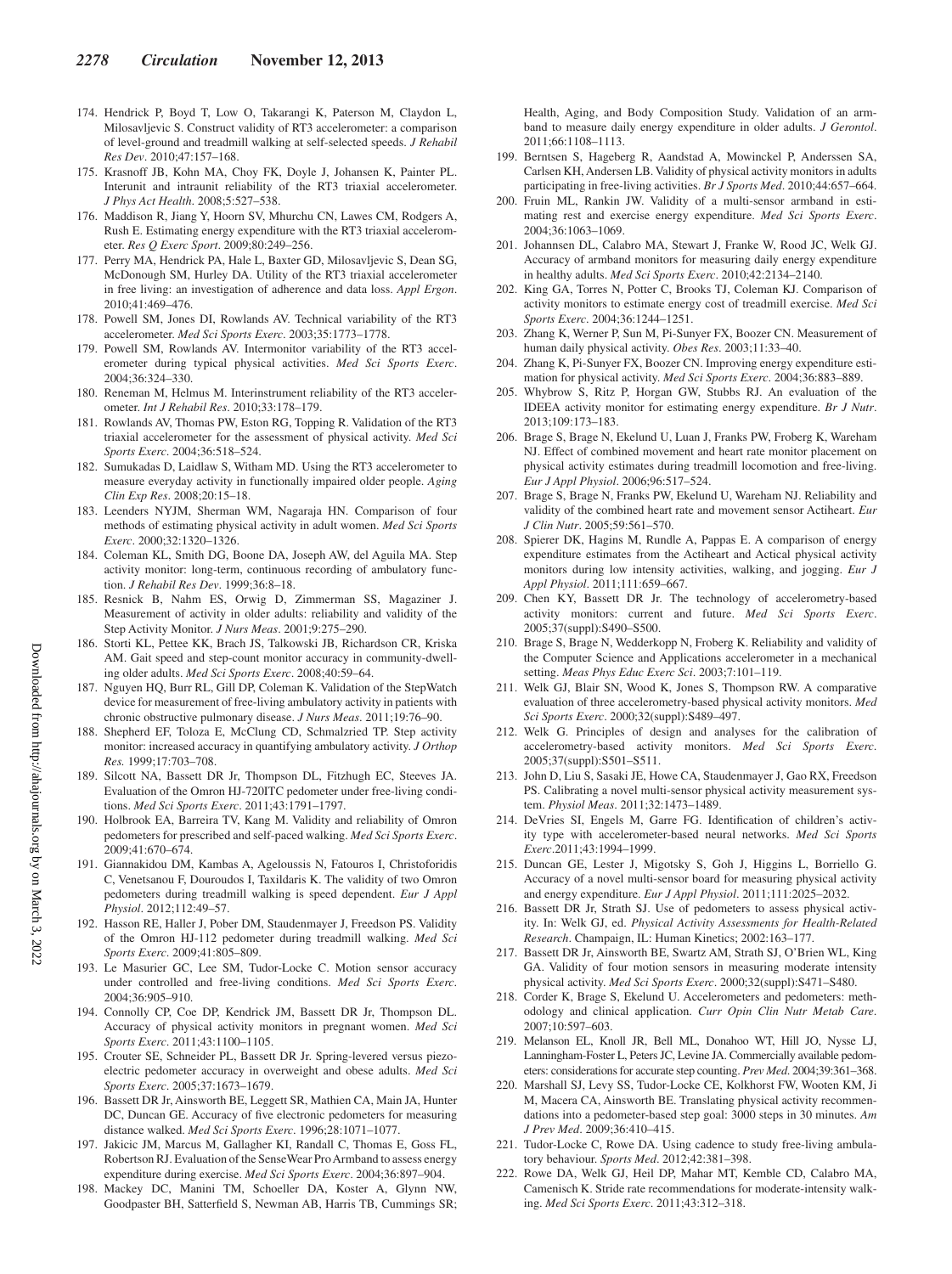174. Hendrick P, Boyd T, Low O, Takarangi K, Paterson M, Claydon L, Milosavljevic S. Construct validity of RT3 accelerometer: a comparison of level-ground and treadmill walking at self-selected speeds. *J Rehabil Res Dev*. 2010;47:157–168.
175. Krasnoff JB, Kohn MA, Choy FK, Doyle J, Johansen K, Painter PL. Interunit and intraunit reliability of the RT3 triaxial accelerometer. *J Phys Act Health*. 2008;5:527–538.
176. Maddison R, Jiang Y, Hoorn SV, Mhurchu CN, Lawes CM, Rodgers A, Rush E. Estimating energy expenditure with the RT3 triaxial accelerometer. *Res Q Exerc Sport*. 2009;80:249–256.
177. Perry MA, Hendrick PA, Hale L, Baxter GD, Milosavljevic S, Dean SG, McDonough SM, Hurley DA. Utility of the RT3 triaxial accelerometer in free living: an investigation of adherence and data loss. *Appl Ergon*. 2010;41:469–476.
178. Powell SM, Jones DI, Rowlands AV. Technical variability of the RT3 accelerometer. *Med Sci Sports Exerc*. 2003;35:1773–1778.
179. Powell SM, Rowlands AV. Intermonitor variability of the RT3 accelerometer during typical physical activities. *Med Sci Sports Exerc*. 2004;36:324–330.
180. Reneman M, Helmus M. Interinstrument reliability of the RT3 accelerometer. *Int J Rehabil Res*. 2010;33:178–179.
181. Rowlands AV, Thomas PW, Eston RG, Topping R. Validation of the RT3 triaxial accelerometer for the assessment of physical activity. *Med Sci Sports Exerc*. 2004;36:518–524.
182. Sumukadas D, Laidlaw S, Witham MD. Using the RT3 accelerometer to measure everyday activity in functionally impaired older people. *Aging Clin Exp Res*. 2008;20:15–18.
183. Leenders NYJM, Sherman WM, Nagaraja HN. Comparison of four methods of estimating physical activity in adult women. *Med Sci Sports Exerc*. 2000;32:1320–1326.
184. Coleman KL, Smith DG, Boone DA, Joseph AW, del Aguila MA. Step activity monitor: long-term, continuous recording of ambulatory function. *J Rehabil Res Dev*. 1999;36:8–18.
185. Resnick B, Nahm ES, Orwig D, Zimmerman SS, Magaziner J. Measurement of activity in older adults: reliability and validity of the Step Activity Monitor. *J Nurs Meas*. 2001;9:275–290.
186. Storti KL, Pettee KK, Brach JS, Talkowski JB, Richardson CR, Kriska AM. Gait speed and step-count monitor accuracy in community-dwelling older adults. *Med Sci Sports Exerc*. 2008;40:59–64.
187. Nguyen HQ, Burr RL, Gill DP, Coleman K. Validation of the StepWatch device for measurement of free-living ambulatory activity in patients with chronic obstructive pulmonary disease. *J Nurs Meas*. 2011;19:76–90.
188. Shepherd EF, Toloza E, McClung CD, Schmalzried TP. Step activity monitor: increased accuracy in quantifying ambulatory activity. *J Orthop Res.* 1999;17:703–708.
189. Silcott NA, Bassett DR Jr, Thompson DL, Fitzhugh EC, Steeves JA. Evaluation of the Omron HJ-720ITC pedometer under free-living conditions. *Med Sci Sports Exerc*. 2011;43:1791–1797.
190. Holbrook EA, Barreira TV, Kang M. Validity and reliability of Omron pedometers for prescribed and self-paced walking. *Med Sci Sports Exerc*. 2009;41:670–674.
191. Giannakidou DM, Kambas A, Ageloussis N, Fatouros I, Christoforidis C, Venetsanou F, Douroudos I, Taxildaris K. The validity of two Omron pedometers during treadmill walking is speed dependent. *Eur J Appl Physiol*. 2012;112:49–57.
192. Hasson RE, Haller J, Pober DM, Staudenmayer J, Freedson PS. Validity of the Omron HJ-112 pedometer during treadmill walking. *Med Sci Sports Exerc*. 2009;41:805–809.
193. Le Masurier GC, Lee SM, Tudor-Locke C. Motion sensor accuracy under controlled and free-living conditions. *Med Sci Sports Exerc*. 2004;36:905–910.
194. Connolly CP, Coe DP, Kendrick JM, Bassett DR Jr, Thompson DL. Accuracy of physical activity monitors in pregnant women. *Med Sci Sports Exerc*. 2011;43:1100–1105.
195. Crouter SE, Schneider PL, Bassett DR Jr. Spring-levered versus piezo-electric pedometer accuracy in overweight and obese adults. *Med Sci Sports Exerc*. 2005;37:1673–1679.
196. Bassett DR Jr, Ainsworth BE, Leggett SR, Mathien CA, Main JA, Hunter DC, Duncan GE. Accuracy of five electronic pedometers for measuring distance walked. *Med Sci Sports Exerc*. 1996;28:1071–1077.
197. Jakicic JM, Marcus M, Gallagher KI, Randall C, Thomas E, Goss FL, Robertson RJ. Evaluation of the SenseWear Pro Armband to assess energy expenditure during exercise. *Med Sci Sports Exerc*. 2004;36:897–904.
198. Mackey DC, Manini TM, Schoeller DA, Koster A, Glynn NW, Goodpaster BH, Satterfield S, Newman AB, Harris TB, Cummings SR; Health, Aging, and Body Composition Study. Validation of an armband to measure daily energy expenditure in older adults. *J Gerontol*. 2011;66:1108–1113.
199. Berntsen S, Hageberg R, Aandstad A, Mowinckel P, Anderssen SA, Carlsen KH, Andersen LB. Validity of physical activity monitors in adults participating in free-living activities. *Br J Sports Med*. 2010;44:657–664.
200. Fruin ML, Rankin JW. Validity of a multi-sensor armband in estimating rest and exercise energy expenditure. *Med Sci Sports Exerc*. 2004;36:1063–1069.
201. Johannsen DL, Calabro MA, Stewart J, Franke W, Rood JC, Welk GJ. Accuracy of armband monitors for measuring daily energy expenditure in healthy adults. *Med Sci Sports Exerc*. 2010;42:2134–2140.
202. King GA, Torres N, Potter C, Brooks TJ, Coleman KJ. Comparison of activity monitors to estimate energy cost of treadmill exercise. *Med Sci Sports Exerc*. 2004;36:1244–1251.
203. Zhang K, Werner P, Sun M, Pi-Sunyer FX, Boozer CN. Measurement of human daily physical activity. *Obes Res*. 2003;11:33–40.
204. Zhang K, Pi-Sunyer FX, Boozer CN. Improving energy expenditure estimation for physical activity. *Med Sci Sports Exerc*. 2004;36:883–889.
205. Whybrow S, Ritz P, Horgan GW, Stubbs RJ. An evaluation of the IDEEA activity monitor for estimating energy expenditure. *Br J Nutr*. 2013;109:173–183.
206. Brage S, Brage N, Ekelund U, Luan J, Franks PW, Froberg K, Wareham NJ. Effect of combined movement and heart rate monitor placement on physical activity estimates during treadmill locomotion and free-living. *Eur J Appl Physiol*. 2006;96:517–524.
207. Brage S, Brage N, Franks PW, Ekelund U, Wareham NJ. Reliability and validity of the combined heart rate and movement sensor Actiheart. *Eur J Clin Nutr*. 2005;59:561–570.
208. Spierer DK, Hagins M, Rundle A, Pappas E. A comparison of energy expenditure estimates from the Actiheart and Actical physical activity monitors during low intensity activities, walking, and jogging. *Eur J Appl Physiol*. 2011;111:659–667.
209. Chen KY, Bassett DR Jr. The technology of accelerometry-based activity monitors: current and future. *Med Sci Sports Exerc*. 2005;37(suppl):S490–S500.
210. Brage S, Brage N, Wedderkopp N, Froberg K. Reliability and validity of the Computer Science and Applications accelerometer in a mechanical setting. *Meas Phys Educ Exerc Sci*. 2003;7:101–119.
211. Welk GJ, Blair SN, Wood K, Jones S, Thompson RW. A comparative evaluation of three accelerometry-based physical activity monitors. *Med Sci Sports Exerc*. 2000;32(suppl):S489–497.
212. Welk G. Principles of design and analyses for the calibration of accelerometry-based activity monitors. *Med Sci Sports Exerc*. 2005;37(suppl):S501–S511.
213. John D, Liu S, Sasaki JE, Howe CA, Staudenmayer J, Gao RX, Freedson PS. Calibrating a novel multi-sensor physical activity measurement system. *Physiol Meas*. 2011;32:1473–1489.
214. DeVries SI, Engels M, Garre FG. Identification of children's activity type with accelerometer-based neural networks. *Med Sci Sports Exerc*.2011;43:1994–1999.
215. Duncan GE, Lester J, Migotsky S, Goh J, Higgins L, Borriello G. Accuracy of a novel multi-sensor board for measuring physical activity and energy expenditure. *Eur J Appl Physiol*. 2011;111:2025–2032.
216. Bassett DR Jr, Strath SJ. Use of pedometers to assess physical activity. In: Welk GJ, ed. *Physical Activity Assessments for Health-Related Research*. Champaign, IL: Human Kinetics; 2002:163–177.
217. Bassett DR Jr, Ainsworth BE, Swartz AM, Strath SJ, O'Brien WL, King GA. Validity of four motion sensors in measuring moderate intensity physical activity. *Med Sci Sports Exerc*. 2000;32(suppl):S471–S480.
218. Corder K, Brage S, Ekelund U. Accelerometers and pedometers: methodology and clinical application. *Curr Opin Clin Nutr Metab Care*. 2007;10:597–603.
219. Melanson EL, Knoll JR, Bell ML, Donahoo WT, Hill JO, Nysse LJ, Lanningham-Foster L, Peters JC, Levine JA. Commercially available pedometers: considerations for accurate step counting. *Prev Med*. 2004;39:361–368.
220. Marshall SJ, Levy SS, Tudor-Locke CE, Kolkhorst FW, Wooten KM, Ji M, Macera CA, Ainsworth BE. Translating physical activity recommendations into a pedometer-based step goal: 3000 steps in 30 minutes. *Am J Prev Med*. 2009;36:410–415.
221. Tudor-Locke C, Rowe DA. Using cadence to study free-living ambulatory behaviour. *Sports Med*. 2012;42:381–398.
222. Rowe DA, Welk GJ, Heil DP, Mahar MT, Kemble CD, Calabro MA, Camenisch K. Stride rate recommendations for moderate-intensity walking. *Med Sci Sports Exerc*. 2011;43:312–318.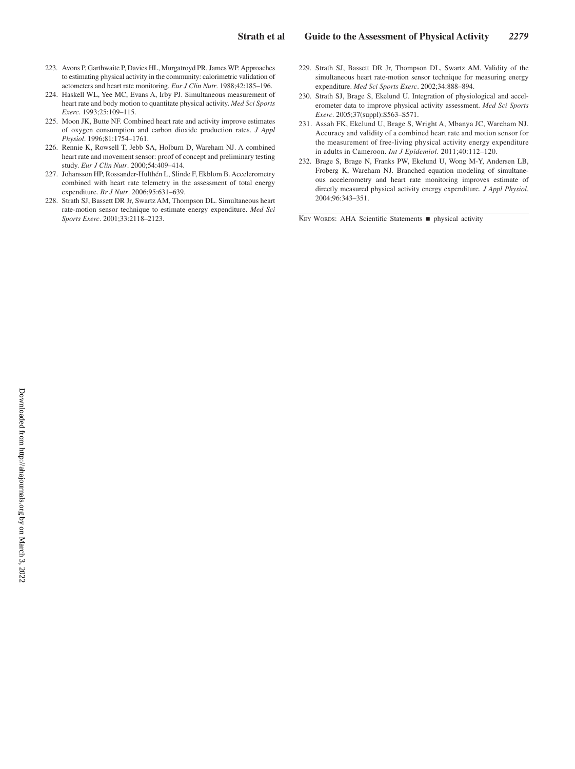223. Avons P, Garthwaite P, Davies HL, Murgatroyd PR, James WP. Approaches to estimating physical activity in the community: calorimetric validation of actometers and heart rate monitoring. *Eur J Clin Nutr*. 1988;42:185–196.
224. Haskell WL, Yee MC, Evans A, Irby PJ. Simultaneous measurement of heart rate and body motion to quantitate physical activity. *Med Sci Sports Exerc*. 1993;25:109–115.
225. Moon JK, Butte NF. Combined heart rate and activity improve estimates of oxygen consumption and carbon dioxide production rates. *J Appl Physiol*. 1996;81:1754–1761.
226. Rennie K, Rowsell T, Jebb SA, Holburn D, Wareham NJ. A combined heart rate and movement sensor: proof of concept and preliminary testing study. *Eur J Clin Nutr*. 2000;54:409–414.
227. Johansson HP, Rossander-Hulthén L, Slinde F, Ekblom B. Accelerometry combined with heart rate telemetry in the assessment of total energy expenditure. *Br J Nutr*. 2006;95:631–639.
228. Strath SJ, Bassett DR Jr, Swartz AM, Thompson DL. Simultaneous heart rate-motion sensor technique to estimate energy expenditure. *Med Sci Sports Exerc*. 2001;33:2118–2123.
229. Strath SJ, Bassett DR Jr, Thompson DL, Swartz AM. Validity of the simultaneous heart rate-motion sensor technique for measuring energy expenditure. *Med Sci Sports Exerc*. 2002;34:888–894.
230. Strath SJ, Brage S, Ekelund U. Integration of physiological and accelerometer data to improve physical activity assessment. *Med Sci Sports Exerc*. 2005;37(suppl):S563–S571.
231. Assah FK, Ekelund U, Brage S, Wright A, Mbanya JC, Wareham NJ. Accuracy and validity of a combined heart rate and motion sensor for the measurement of free-living physical activity energy expenditure in adults in Cameroon. *Int J Epidemiol*. 2011;40:112–120.
232. Brage S, Brage N, Franks PW, Ekelund U, Wong M-Y, Andersen LB, Froberg K, Wareham NJ. Branched equation modeling of simultaneous accelerometry and heart rate monitoring improves estimate of directly measured physical activity energy expenditure. *J Appl Physiol*. 2004;96:343–351.

KEY WORDS: AHA Scientific Statements ■ physical activity